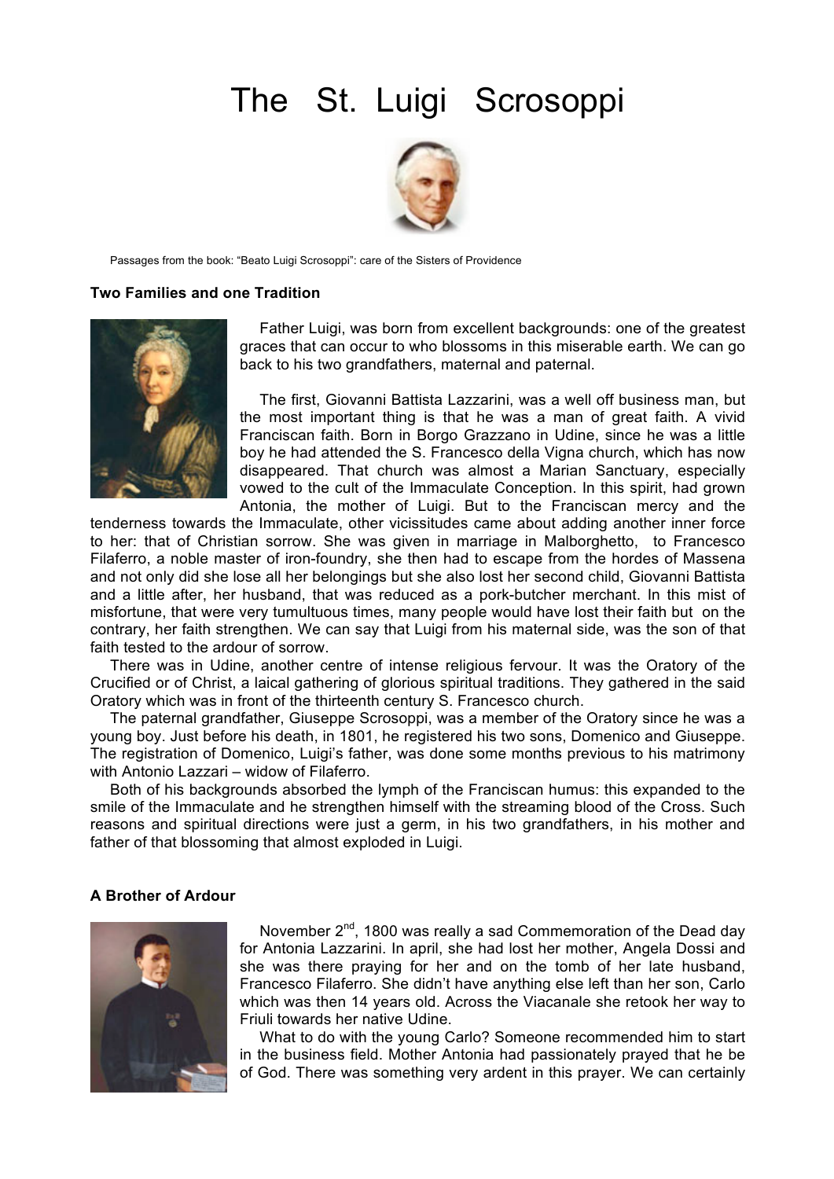# The St. Luigi Scrosoppi

Passages from the book: "Beato Luigi Scrosoppi": care of the Sisters of Providence

### Two Families and one Tradition

Father Luigi, was born from excellent backgrounds: one of the greatest graces that can occur to who blossoms in this miserable earth. We can go back to his two grandfathers, maternal and paternal.

The first, Giovanni Battista Lazzarini, was a well off business man, but the most important thing is that he was a man of great faith. A vivid Franciscan faith. Born in Borgo Grazzano in Udine, since he was a little boy he had attended the S. Francesco della Vigna church, which has now disappeared. That church was almost a Marian Sanctuary, especially vowed to the cult of the Immaculate Conception. In this spirit, had grown Antonia, the mother of Luigi. But to the Franciscan mercy and the tenderness towards the Immaculate, other vicissitudes came about adding another inner force to her: that of Christian sorrow. She was given in marriage in Malborghetto, to Francesco Filaferro, a noble master of iron-foundry, she then had to escape from the hordes of Massena and not only did she lose all her belongings but she also lost her second child, Giovanni Battista and a little after, her husband, that was reduced as a pork-butcher merchant. In this mist of misfortune, that were very tumultuous times, many people would have lost their faith but on the contrary, her faith strengthen. We can say that Luigi from his maternal side, was the son of that faith tested to the ardour of sorrow.

There was in Udine, another centre of intense religious fervour. It was the Oratory of the Crucified or of Christ, a laical gathering of glorious spiritual traditions. They gathered in the said Oratory which was in front of the thirteenth century S. Francesco church.

The paternal grandfather, Giuseppe Scrosoppi, was a member of the Oratory since he was a young boy. Just before his death, in 1801, he registered his two sons, Domenico and Giuseppe. The registration of Domenico, Luigi's father, was done some months previous to his matrimony with Antonio Lazzari – widow of Filaferro.

Both of his backgrounds absorbed the lymph of the Franciscan humus: this expanded to the smile of the Immaculate and he strengthen himself with the streaming blood of the Cross. Such reasons and spiritual directions were just a germ, in his two grandfathers, in his mother and father of that blossoming that almost exploded in Luigi.

### A Brother of Ardour

November 2nd, 1800 was really a sad Commemoration of the Dead day for Antonia Lazzarini. In april, she had lost her mother, Angela Dossi and she was there praying for her and on the tomb of her late husband, Francesco Filaferro. She didn't have anything else left than her son, Carlo which was then 14 years old. Across the Viacanale she retook her way to Friuli towards her native Udine.

What to do with the young Carlo? Someone recommended him to start in the business field. Mother Antonia had passionately prayed that he be of God. There was something very ardent in this prayer. We can certainly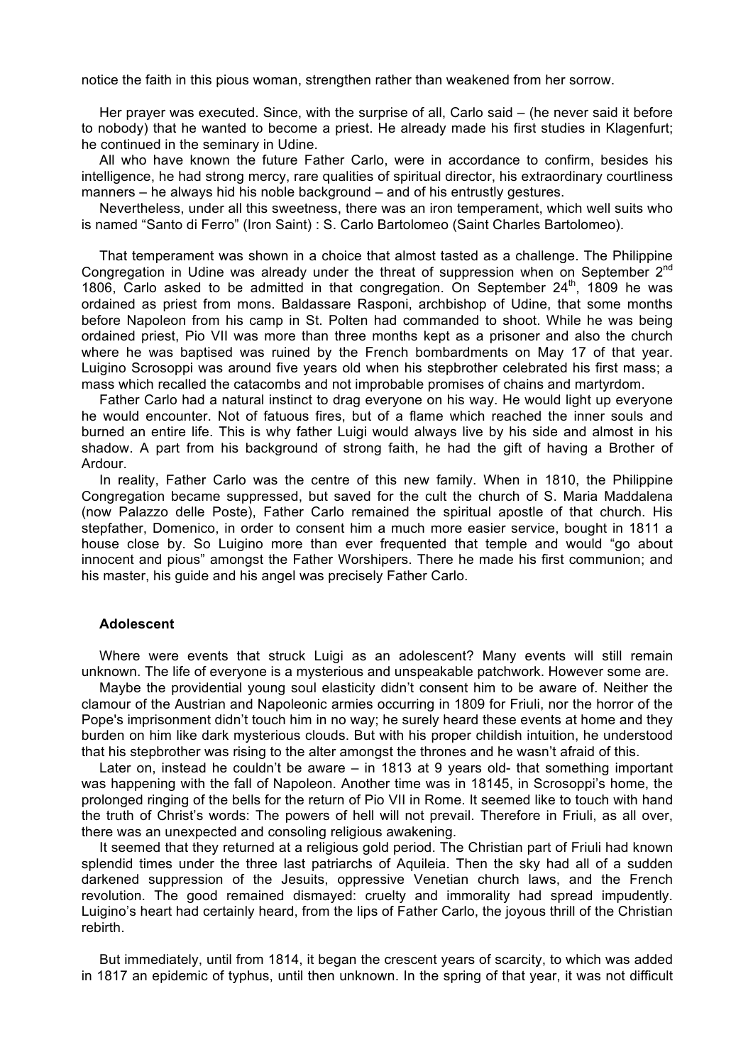notice the faith in this pious woman, strengthen rather than weakened from her sorrow.

Her prayer was executed. Since, with the surprise of all, Carlo said – (he never said it before to nobody) that he wanted to become a priest. He already made his first studies in Klagenfurt; he continued in the seminary in Udine.

All who have known the future Father Carlo, were in accordance to confirm, besides his intelligence, he had strong mercy, rare qualities of spiritual director, his extraordinary courtliness manners – he always hid his noble background – and of his entrustly gestures.

Nevertheless, under all this sweetness, there was an iron temperament, which well suits who is named "Santo di Ferro" (Iron Saint) : S. Carlo Bartolomeo (Saint Charles Bartolomeo).

That temperament was shown in a choice that almost tasted as a challenge. The Philippine Congregation in Udine was already under the threat of suppression when on September 2nd 1806, Carlo asked to be admitted in that congregation. On September 24th, 1809 he was ordained as priest from mons. Baldassare Rasponi, archbishop of Udine, that some months before Napoleon from his camp in St. Polten had commanded to shoot. While he was being ordained priest, Pio VII was more than three months kept as a prisoner and also the church where he was baptised was ruined by the French bombardments on May 17 of that year. Luigino Scrosoppi was around five years old when his stepbrother celebrated his first mass; a mass which recalled the catacombs and not improbable promises of chains and martyrdom.

Father Carlo had a natural instinct to drag everyone on his way. He would light up everyone he would encounter. Not of fatuous fires, but of a flame which reached the inner souls and burned an entire life. This is why father Luigi would always live by his side and almost in his shadow. A part from his background of strong faith, he had the gift of having a Brother of Ardour.

In reality, Father Carlo was the centre of this new family. When in 1810, the Philippine Congregation became suppressed, but saved for the cult the church of S. Maria Maddalena (now Palazzo delle Poste), Father Carlo remained the spiritual apostle of that church. His stepfather, Domenico, in order to consent him a much more easier service, bought in 1811 a house close by. So Luigino more than ever frequented that temple and would "go about innocent and pious" amongst the Father Worshipers. There he made his first communion; and his master, his guide and his angel was precisely Father Carlo.

### Adolescent

Where were events that struck Luigi as an adolescent? Many events will still remain unknown. The life of everyone is a mysterious and unspeakable patchwork. However some are.

Maybe the providential young soul elasticity didn't consent him to be aware of. Neither the clamour of the Austrian and Napoleonic armies occurring in 1809 for Friuli, nor the horror of the Pope's imprisonment didn't touch him in no way; he surely heard these events at home and they burden on him like dark mysterious clouds. But with his proper childish intuition, he understood that his stepbrother was rising to the alter amongst the thrones and he wasn't afraid of this.

Later on, instead he couldn't be aware – in 1813 at 9 years old- that something important was happening with the fall of Napoleon. Another time was in 18145, in Scrosoppi's home, the prolonged ringing of the bells for the return of Pio VII in Rome. It seemed like to touch with hand the truth of Christ's words: The powers of hell will not prevail. Therefore in Friuli, as all over, there was an unexpected and consoling religious awakening.

It seemed that they returned at a religious gold period. The Christian part of Friuli had known splendid times under the three last patriarchs of Aquileia. Then the sky had all of a sudden darkened suppression of the Jesuits, oppressive Venetian church laws, and the French revolution. The good remained dismayed: cruelty and immorality had spread impudently. Luigino's heart had certainly heard, from the lips of Father Carlo, the joyous thrill of the Christian rebirth.

But immediately, until from 1814, it began the crescent years of scarcity, to which was added in 1817 an epidemic of typhus, until then unknown. In the spring of that year, it was not difficult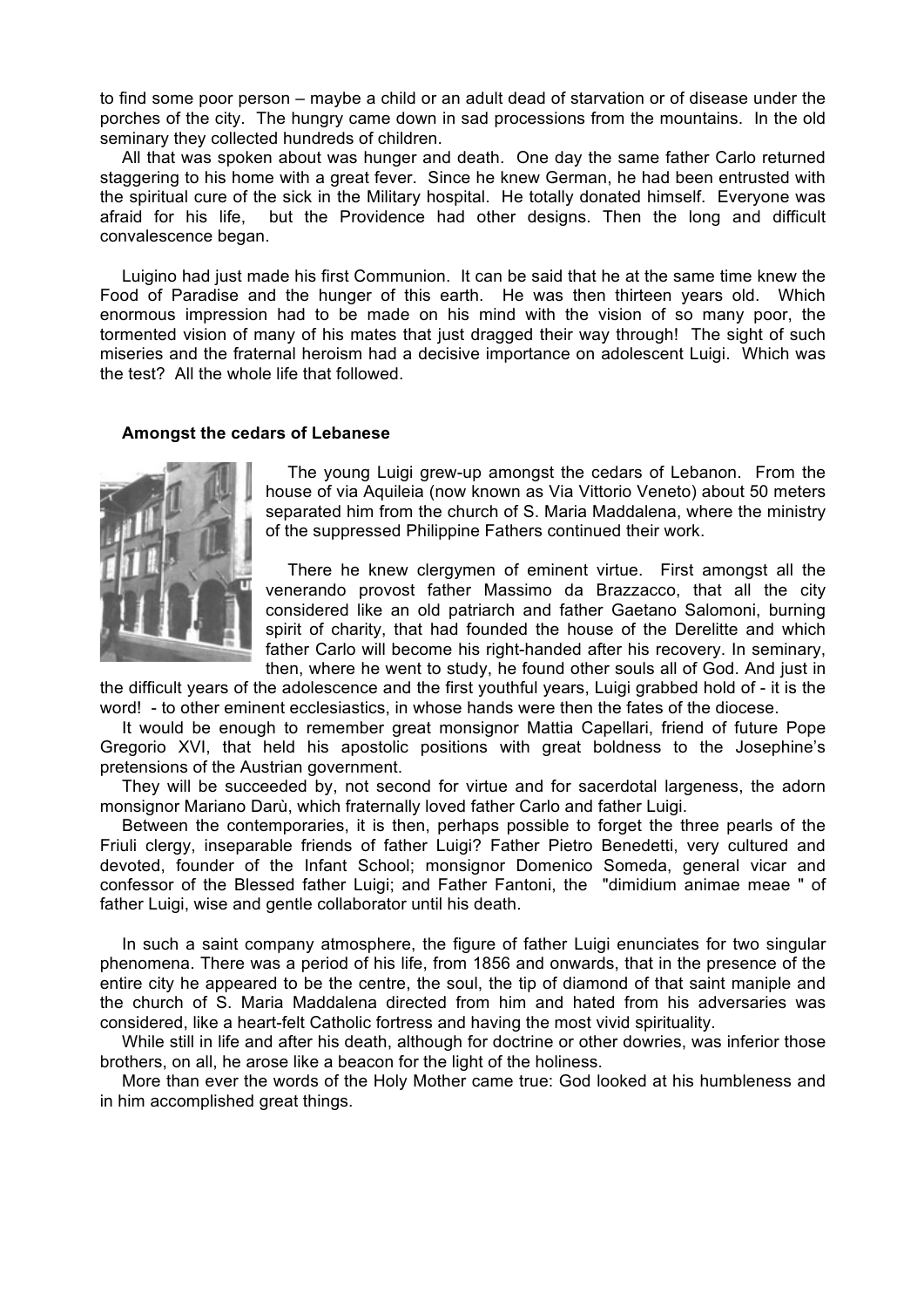to find some poor person – maybe a child or an adult dead of starvation or of disease under the porches of the city. The hungry came down in sad processions from the mountains. In the old seminary they collected hundreds of children.

All that was spoken about was hunger and death. One day the same father Carlo returned staggering to his home with a great fever. Since he knew German, he had been entrusted with the spiritual cure of the sick in the Military hospital. He totally donated himself. Everyone was afraid for his life, but the Providence had other designs. Then the long and difficult convalescence began.

Luigino had just made his first Communion. It can be said that he at the same time knew the Food of Paradise and the hunger of this earth. He was then thirteen years old. Which enormous impression had to be made on his mind with the vision of so many poor, the tormented vision of many of his mates that just dragged their way through! The sight of such miseries and the fraternal heroism had a decisive importance on adolescent Luigi. Which was the test? All the whole life that followed.

**Amongst the cedars of Lebanese**

The young Luigi grew-up amongst the cedars of Lebanon. From the house of via Aquileia (now known as Via Vittorio Veneto) about 50 meters separated him from the church of S. Maria Maddalena, where the ministry of the suppressed Philippine Fathers continued their work.

There he knew clergymen of eminent virtue. First amongst all the venerando provost father Massimo da Brazzacco, that all the city considered like an old patriarch and father Gaetano Salomoni, burning spirit of charity, that had founded the house of the Derelitte and which father Carlo will become his right-handed after his recovery. In seminary, then, where he went to study, he found other souls all of God. And just in the difficult years of the adolescence and the first youthful years, Luigi grabbed hold of - it is the word! - to other eminent ecclesiastics, in whose hands were then the fates of the diocese.

It would be enough to remember great monsignor Mattia Capellari, friend of future Pope Gregorio XVI, that held his apostolic positions with great boldness to the Josephine's pretensions of the Austrian government.

They will be succeeded by, not second for virtue and for sacerdotal largeness, the adorn monsignor Mariano Darù, which fraternally loved father Carlo and father Luigi.

Between the contemporaries, it is then, perhaps possible to forget the three pearls of the Friuli clergy, inseparable friends of father Luigi? Father Pietro Benedetti, very cultured and devoted, founder of the Infant School; monsignor Domenico Someda, general vicar and confessor of the Blessed father Luigi; and Father Fantoni, the "dimidium animae meae " of father Luigi, wise and gentle collaborator until his death.

In such a saint company atmosphere, the figure of father Luigi enunciates for two singular phenomena. There was a period of his life, from 1856 and onwards, that in the presence of the entire city he appeared to be the centre, the soul, the tip of diamond of that saint maniple and the church of S. Maria Maddalena directed from him and hated from his adversaries was considered, like a heart-felt Catholic fortress and having the most vivid spirituality.

While still in life and after his death, although for doctrine or other dowries, was inferior those brothers, on all, he arose like a beacon for the light of the holiness.

More than ever the words of the Holy Mother came true: God looked at his humbleness and in him accomplished great things.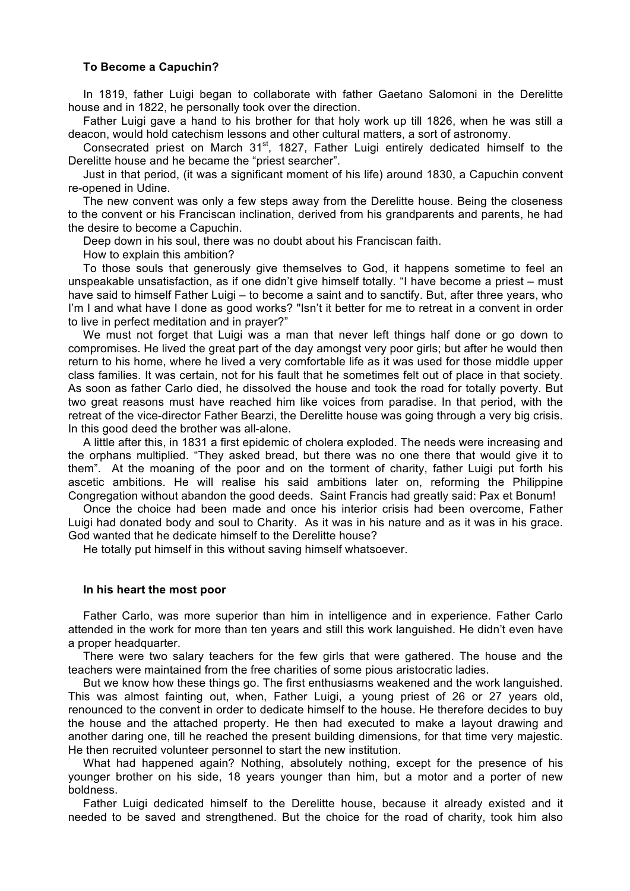### To Become a Capuchin?

In 1819, father Luigi began to collaborate with father Gaetano Salomoni in the Derelitte house and in 1822, he personally took over the direction.

Father Luigi gave a hand to his brother for that holy work up till 1826, when he was still a deacon, would hold catechism lessons and other cultural matters, a sort of astronomy.

Consecrated priest on March 31st, 1827, Father Luigi entirely dedicated himself to the Derelitte house and he became the "priest searcher".

Just in that period, (it was a significant moment of his life) around 1830, a Capuchin convent re-opened in Udine.

The new convent was only a few steps away from the Derelitte house. Being the closeness to the convent or his Franciscan inclination, derived from his grandparents and parents, he had the desire to become a Capuchin.

Deep down in his soul, there was no doubt about his Franciscan faith.

How to explain this ambition?

To those souls that generously give themselves to God, it happens sometime to feel an unspeakable unsatisfaction, as if one didn't give himself totally. "I have become a priest – must have said to himself Father Luigi – to become a saint and to sanctify. But, after three years, who I'm I and what have I done as good works? "Isn't it better for me to retreat in a convent in order to live in perfect meditation and in prayer?"

We must not forget that Luigi was a man that never left things half done or go down to compromises. He lived the great part of the day amongst very poor girls; but after he would then return to his home, where he lived a very comfortable life as it was used for those middle upper class families. It was certain, not for his fault that he sometimes felt out of place in that society. As soon as father Carlo died, he dissolved the house and took the road for totally poverty. But two great reasons must have reached him like voices from paradise. In that period, with the retreat of the vice-director Father Bearzi, the Derelitte house was going through a very big crisis. In this good deed the brother was all-alone.

A little after this, in 1831 a first epidemic of cholera exploded. The needs were increasing and the orphans multiplied. "They asked bread, but there was no one there that would give it to them". At the moaning of the poor and on the torment of charity, father Luigi put forth his ascetic ambitions. He will realise his said ambitions later on, reforming the Philippine Congregation without abandon the good deeds. Saint Francis had greatly said: Pax et Bonum!

Once the choice had been made and once his interior crisis had been overcome, Father Luigi had donated body and soul to Charity. As it was in his nature and as it was in his grace. God wanted that he dedicate himself to the Derelitte house?

He totally put himself in this without saving himself whatsoever.

### In his heart the most poor

Father Carlo, was more superior than him in intelligence and in experience. Father Carlo attended in the work for more than ten years and still this work languished. He didn't even have a proper headquarter.

There were two salary teachers for the few girls that were gathered. The house and the teachers were maintained from the free charities of some pious aristocratic ladies.

But we know how these things go. The first enthusiasms weakened and the work languished. This was almost fainting out, when, Father Luigi, a young priest of 26 or 27 years old, renounced to the convent in order to dedicate himself to the house. He therefore decides to buy the house and the attached property. He then had executed to make a layout drawing and another daring one, till he reached the present building dimensions, for that time very majestic. He then recruited volunteer personnel to start the new institution.

What had happened again? Nothing, absolutely nothing, except for the presence of his younger brother on his side, 18 years younger than him, but a motor and a porter of new boldness.

Father Luigi dedicated himself to the Derelitte house, because it already existed and it needed to be saved and strengthened. But the choice for the road of charity, took him also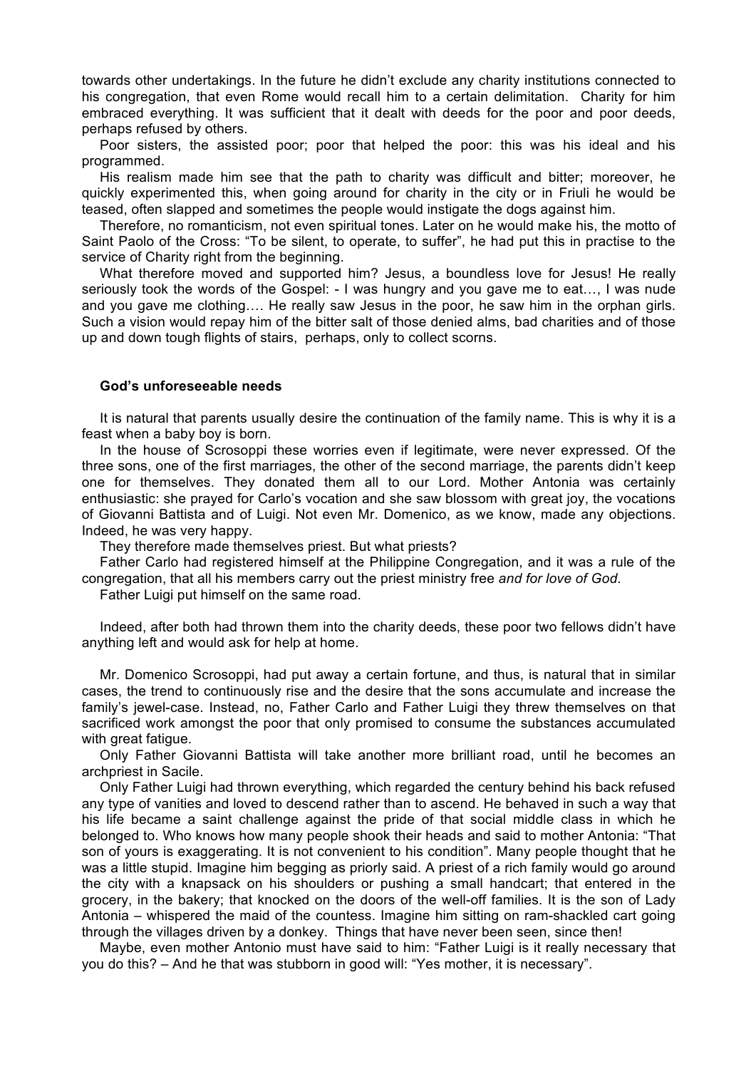towards other undertakings. In the future he didn't exclude any charity institutions connected to his congregation, that even Rome would recall him to a certain delimitation. Charity for him embraced everything. It was sufficient that it dealt with deeds for the poor and poor deeds, perhaps refused by others.

Poor sisters, the assisted poor; poor that helped the poor: this was his ideal and his programmed.

His realism made him see that the path to charity was difficult and bitter; moreover, he quickly experimented this, when going around for charity in the city or in Friuli he would be teased, often slapped and sometimes the people would instigate the dogs against him.

Therefore, no romanticism, not even spiritual tones. Later on he would make his, the motto of Saint Paolo of the Cross: "To be silent, to operate, to suffer", he had put this in practise to the service of Charity right from the beginning.

What therefore moved and supported him? Jesus, a boundless love for Jesus! He really seriously took the words of the Gospel: - I was hungry and you gave me to eat…, I was nude and you gave me clothing…. He really saw Jesus in the poor, he saw him in the orphan girls. Such a vision would repay him of the bitter salt of those denied alms, bad charities and of those up and down tough flights of stairs, perhaps, only to collect scorns.

### God's unforeseeable needs

It is natural that parents usually desire the continuation of the family name. This is why it is a feast when a baby boy is born.

In the house of Scrosoppi these worries even if legitimate, were never expressed. Of the three sons, one of the first marriages, the other of the second marriage, the parents didn't keep one for themselves. They donated them all to our Lord. Mother Antonia was certainly enthusiastic: she prayed for Carlo's vocation and she saw blossom with great joy, the vocations of Giovanni Battista and of Luigi. Not even Mr. Domenico, as we know, made any objections. Indeed, he was very happy.

They therefore made themselves priest. But what priests?

Father Carlo had registered himself at the Philippine Congregation, and it was a rule of the congregation, that all his members carry out the priest ministry free *and for love of God*.

Father Luigi put himself on the same road.

Indeed, after both had thrown them into the charity deeds, these poor two fellows didn't have anything left and would ask for help at home.

Mr. Domenico Scrosoppi, had put away a certain fortune, and thus, is natural that in similar cases, the trend to continuously rise and the desire that the sons accumulate and increase the family's jewel-case. Instead, no, Father Carlo and Father Luigi they threw themselves on that sacrificed work amongst the poor that only promised to consume the substances accumulated with great fatigue.

Only Father Giovanni Battista will take another more brilliant road, until he becomes an archpriest in Sacile.

Only Father Luigi had thrown everything, which regarded the century behind his back refused any type of vanities and loved to descend rather than to ascend. He behaved in such a way that his life became a saint challenge against the pride of that social middle class in which he belonged to. Who knows how many people shook their heads and said to mother Antonia: "That son of yours is exaggerating. It is not convenient to his condition". Many people thought that he was a little stupid. Imagine him begging as priorly said. A priest of a rich family would go around the city with a knapsack on his shoulders or pushing a small handcart; that entered in the grocery, in the bakery; that knocked on the doors of the well-off families. It is the son of Lady Antonia – whispered the maid of the countess. Imagine him sitting on ram-shackled cart going through the villages driven by a donkey. Things that have never been seen, since then!

Maybe, even mother Antonio must have said to him: "Father Luigi is it really necessary that you do this? – And he that was stubborn in good will: "Yes mother, it is necessary".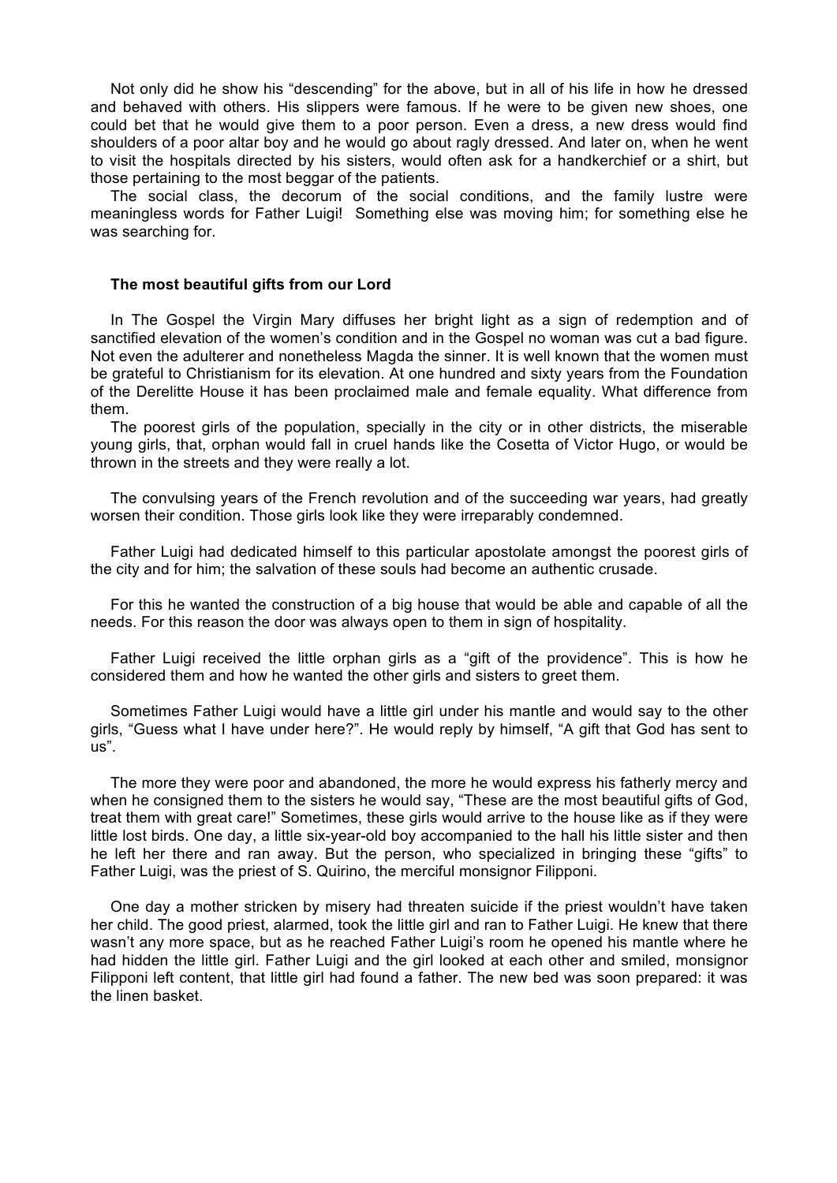Not only did he show his "descending" for the above, but in all of his life in how he dressed and behaved with others. His slippers were famous. If he were to be given new shoes, one could bet that he would give them to a poor person. Even a dress, a new dress would find shoulders of a poor altar boy and he would go about ragly dressed. And later on, when he went to visit the hospitals directed by his sisters, would often ask for a handkerchief or a shirt, but those pertaining to the most beggar of the patients.

The social class, the decorum of the social conditions, and the family lustre were meaningless words for Father Luigi! Something else was moving him; for something else he was searching for.

**The most beautiful gifts from our Lord**

In The Gospel the Virgin Mary diffuses her bright light as a sign of redemption and of sanctified elevation of the women's condition and in the Gospel no woman was cut a bad figure. Not even the adulterer and nonetheless Magda the sinner. It is well known that the women must be grateful to Christianism for its elevation. At one hundred and sixty years from the Foundation of the Derelitte House it has been proclaimed male and female equality. What difference from them.

The poorest girls of the population, specially in the city or in other districts, the miserable young girls, that, orphan would fall in cruel hands like the Cosetta of Victor Hugo, or would be thrown in the streets and they were really a lot.

The convulsing years of the French revolution and of the succeeding war years, had greatly worsen their condition. Those girls look like they were irreparably condemned.

Father Luigi had dedicated himself to this particular apostolate amongst the poorest girls of the city and for him; the salvation of these souls had become an authentic crusade.

For this he wanted the construction of a big house that would be able and capable of all the needs. For this reason the door was always open to them in sign of hospitality.

Father Luigi received the little orphan girls as a "gift of the providence". This is how he considered them and how he wanted the other girls and sisters to greet them.

Sometimes Father Luigi would have a little girl under his mantle and would say to the other girls, "Guess what I have under here?". He would reply by himself, "A gift that God has sent to us".

The more they were poor and abandoned, the more he would express his fatherly mercy and when he consigned them to the sisters he would say, "These are the most beautiful gifts of God, treat them with great care!" Sometimes, these girls would arrive to the house like as if they were little lost birds. One day, a little six-year-old boy accompanied to the hall his little sister and then he left her there and ran away. But the person, who specialized in bringing these "gifts" to Father Luigi, was the priest of S. Quirino, the merciful monsignor Filipponi.

One day a mother stricken by misery had threaten suicide if the priest wouldn't have taken her child. The good priest, alarmed, took the little girl and ran to Father Luigi. He knew that there wasn't any more space, but as he reached Father Luigi's room he opened his mantle where he had hidden the little girl. Father Luigi and the girl looked at each other and smiled, monsignor Filipponi left content, that little girl had found a father. The new bed was soon prepared: it was the linen basket.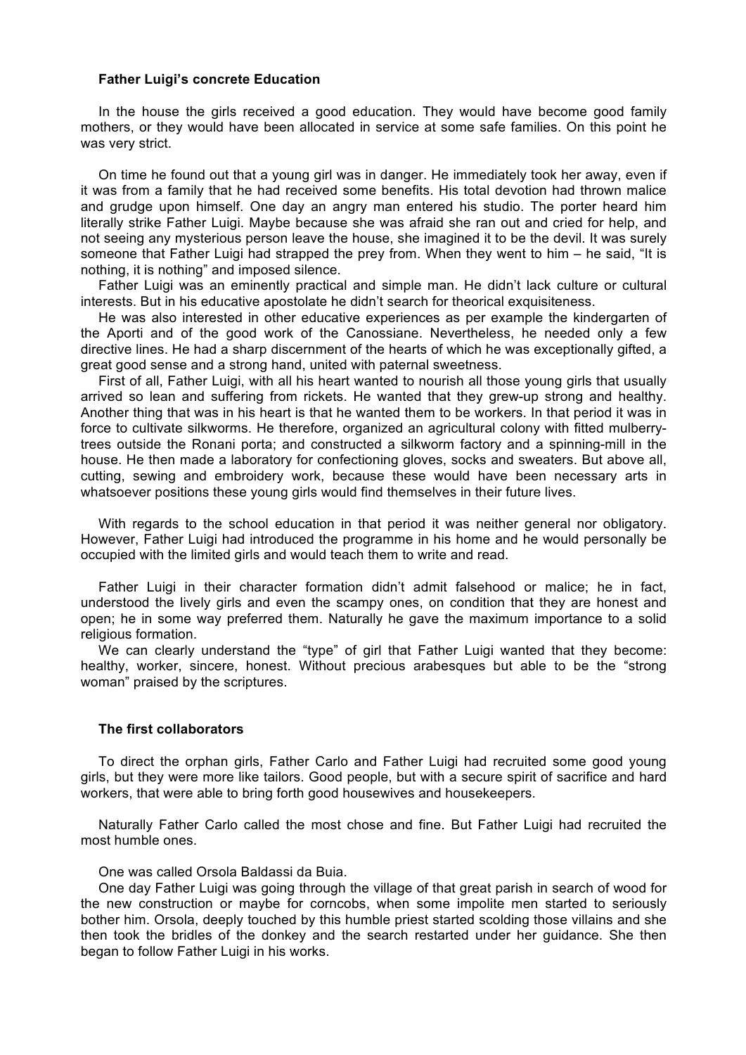### Father Luigi's concrete Education

In the house the girls received a good education. They would have become good family mothers, or they would have been allocated in service at some safe families. On this point he was very strict.

On time he found out that a young girl was in danger. He immediately took her away, even if it was from a family that he had received some benefits. His total devotion had thrown malice and grudge upon himself. One day an angry man entered his studio. The porter heard him literally strike Father Luigi. Maybe because she was afraid she ran out and cried for help, and not seeing any mysterious person leave the house, she imagined it to be the devil. It was surely someone that Father Luigi had strapped the prey from. When they went to him – he said, "It is nothing, it is nothing" and imposed silence.

Father Luigi was an eminently practical and simple man. He didn't lack culture or cultural interests. But in his educative apostolate he didn't search for theorical exquisiteness.

He was also interested in other educative experiences as per example the kindergarten of the Aporti and of the good work of the Canossiane. Nevertheless, he needed only a few directive lines. He had a sharp discernment of the hearts of which he was exceptionally gifted, a great good sense and a strong hand, united with paternal sweetness.

First of all, Father Luigi, with all his heart wanted to nourish all those young girls that usually arrived so lean and suffering from rickets. He wanted that they grew-up strong and healthy. Another thing that was in his heart is that he wanted them to be workers. In that period it was in force to cultivate silkworms. He therefore, organized an agricultural colony with fitted mulberry-trees outside the Ronani porta; and constructed a silkworm factory and a spinning-mill in the house. He then made a laboratory for confectioning gloves, socks and sweaters. But above all, cutting, sewing and embroidery work, because these would have been necessary arts in whatsoever positions these young girls would find themselves in their future lives.

With regards to the school education in that period it was neither general nor obligatory. However, Father Luigi had introduced the programme in his home and he would personally be occupied with the limited girls and would teach them to write and read.

Father Luigi in their character formation didn't admit falsehood or malice; he in fact, understood the lively girls and even the scampy ones, on condition that they are honest and open; he in some way preferred them. Naturally he gave the maximum importance to a solid religious formation.

We can clearly understand the "type" of girl that Father Luigi wanted that they become: healthy, worker, sincere, honest. Without precious arabesques but able to be the "strong woman" praised by the scriptures.

### The first collaborators

To direct the orphan girls, Father Carlo and Father Luigi had recruited some good young girls, but they were more like tailors. Good people, but with a secure spirit of sacrifice and hard workers, that were able to bring forth good housewives and housekeepers.

Naturally Father Carlo called the most chose and fine. But Father Luigi had recruited the most humble ones.

One was called Orsola Baldassi da Buia.

One day Father Luigi was going through the village of that great parish in search of wood for the new construction or maybe for corncobs, when some impolite men started to seriously bother him. Orsola, deeply touched by this humble priest started scolding those villains and she then took the bridles of the donkey and the search restarted under her guidance. She then began to follow Father Luigi in his works.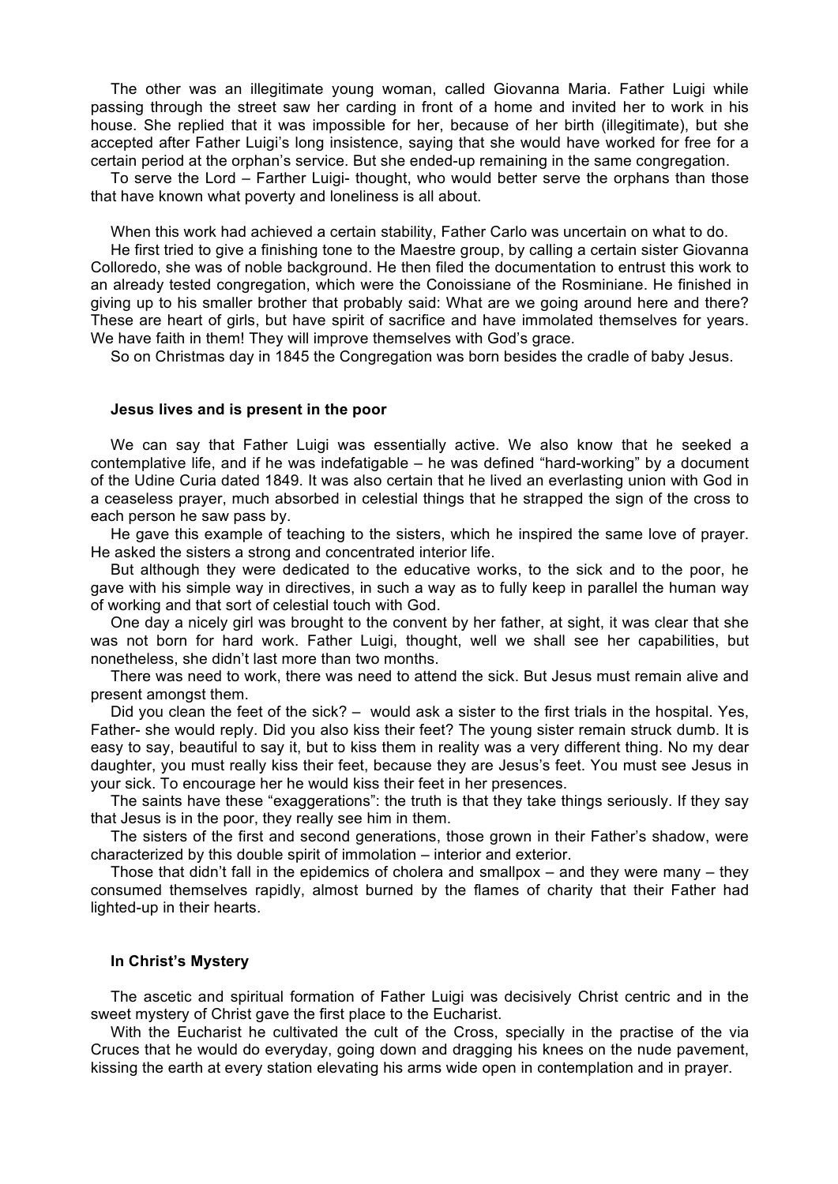The other was an illegitimate young woman, called Giovanna Maria. Father Luigi while passing through the street saw her carding in front of a home and invited her to work in his house. She replied that it was impossible for her, because of her birth (illegitimate), but she accepted after Father Luigi's long insistence, saying that she would have worked for free for a certain period at the orphan's service. But she ended-up remaining in the same congregation.

To serve the Lord – Farther Luigi- thought, who would better serve the orphans than those that have known what poverty and loneliness is all about.

When this work had achieved a certain stability, Father Carlo was uncertain on what to do.

He first tried to give a finishing tone to the Maestre group, by calling a certain sister Giovanna Colloredo, she was of noble background. He then filed the documentation to entrust this work to an already tested congregation, which were the Conoissiane of the Rosminiane. He finished in giving up to his smaller brother that probably said: What are we going around here and there? These are heart of girls, but have spirit of sacrifice and have immolated themselves for years. We have faith in them! They will improve themselves with God's grace.

So on Christmas day in 1845 the Congregation was born besides the cradle of baby Jesus.

### Jesus lives and is present in the poor

We can say that Father Luigi was essentially active. We also know that he seeked a contemplative life, and if he was indefatigable – he was defined "hard-working" by a document of the Udine Curia dated 1849. It was also certain that he lived an everlasting union with God in a ceaseless prayer, much absorbed in celestial things that he strapped the sign of the cross to each person he saw pass by.

He gave this example of teaching to the sisters, which he inspired the same love of prayer. He asked the sisters a strong and concentrated interior life.

But although they were dedicated to the educative works, to the sick and to the poor, he gave with his simple way in directives, in such a way as to fully keep in parallel the human way of working and that sort of celestial touch with God.

One day a nicely girl was brought to the convent by her father, at sight, it was clear that she was not born for hard work. Father Luigi, thought, well we shall see her capabilities, but nonetheless, she didn't last more than two months.

There was need to work, there was need to attend the sick. But Jesus must remain alive and present amongst them.

Did you clean the feet of the sick? – would ask a sister to the first trials in the hospital. Yes, Father- she would reply. Did you also kiss their feet? The young sister remain struck dumb. It is easy to say, beautiful to say it, but to kiss them in reality was a very different thing. No my dear daughter, you must really kiss their feet, because they are Jesus's feet. You must see Jesus in your sick. To encourage her he would kiss their feet in her presences.

The saints have these "exaggerations": the truth is that they take things seriously. If they say that Jesus is in the poor, they really see him in them.

The sisters of the first and second generations, those grown in their Father's shadow, were characterized by this double spirit of immolation – interior and exterior.

Those that didn't fall in the epidemics of cholera and smallpox – and they were many – they consumed themselves rapidly, almost burned by the flames of charity that their Father had lighted-up in their hearts.

### In Christ's Mystery

The ascetic and spiritual formation of Father Luigi was decisively Christ centric and in the sweet mystery of Christ gave the first place to the Eucharist.

With the Eucharist he cultivated the cult of the Cross, specially in the practise of the via Cruces that he would do everyday, going down and dragging his knees on the nude pavement, kissing the earth at every station elevating his arms wide open in contemplation and in prayer.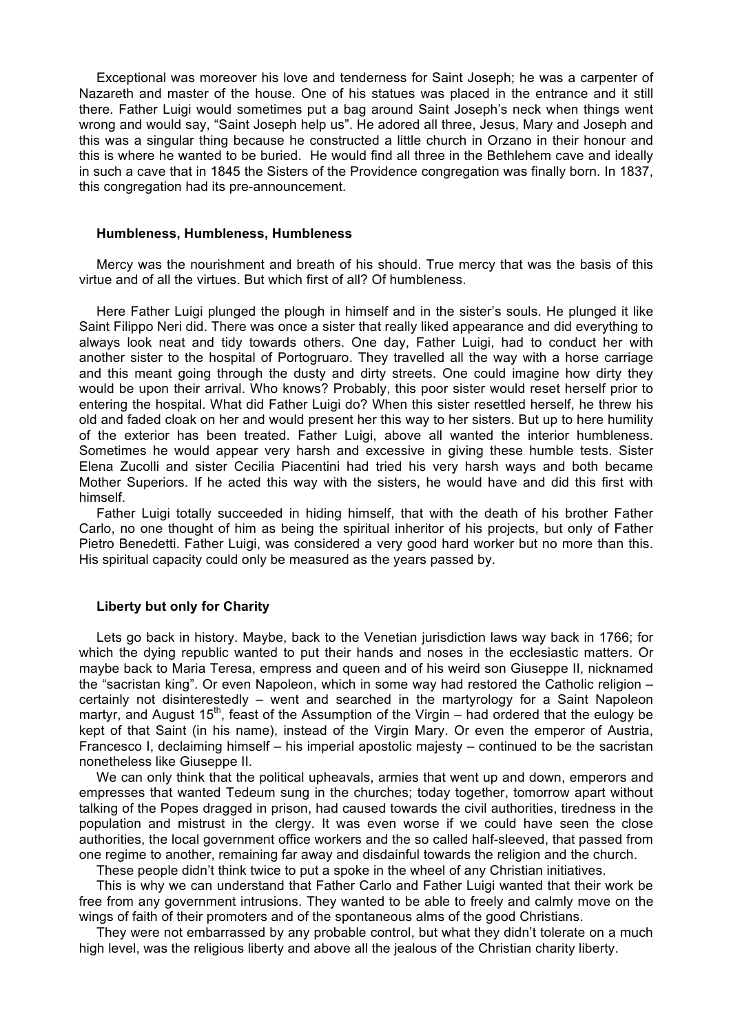Exceptional was moreover his love and tenderness for Saint Joseph; he was a carpenter of Nazareth and master of the house. One of his statues was placed in the entrance and it still there. Father Luigi would sometimes put a bag around Saint Joseph's neck when things went wrong and would say, "Saint Joseph help us". He adored all three, Jesus, Mary and Joseph and this was a singular thing because he constructed a little church in Orzano in their honour and this is where he wanted to be buried. He would find all three in the Bethlehem cave and ideally in such a cave that in 1845 the Sisters of the Providence congregation was finally born. In 1837, this congregation had its pre-announcement.

### Humbleness, Humbleness, Humbleness

Mercy was the nourishment and breath of his should. True mercy that was the basis of this virtue and of all the virtues. But which first of all? Of humbleness.

Here Father Luigi plunged the plough in himself and in the sister's souls. He plunged it like Saint Filippo Neri did. There was once a sister that really liked appearance and did everything to always look neat and tidy towards others. One day, Father Luigi, had to conduct her with another sister to the hospital of Portogruaro. They travelled all the way with a horse carriage and this meant going through the dusty and dirty streets. One could imagine how dirty they would be upon their arrival. Who knows? Probably, this poor sister would reset herself prior to entering the hospital. What did Father Luigi do? When this sister resettled herself, he threw his old and faded cloak on her and would present her this way to her sisters. But up to here humility of the exterior has been treated. Father Luigi, above all wanted the interior humbleness. Sometimes he would appear very harsh and excessive in giving these humble tests. Sister Elena Zucolli and sister Cecilia Piacentini had tried his very harsh ways and both became Mother Superiors. If he acted this way with the sisters, he would have and did this first with himself.

Father Luigi totally succeeded in hiding himself, that with the death of his brother Father Carlo, no one thought of him as being the spiritual inheritor of his projects, but only of Father Pietro Benedetti. Father Luigi, was considered a very good hard worker but no more than this. His spiritual capacity could only be measured as the years passed by.

### Liberty but only for Charity

Lets go back in history. Maybe, back to the Venetian jurisdiction laws way back in 1766; for which the dying republic wanted to put their hands and noses in the ecclesiastic matters. Or maybe back to Maria Teresa, empress and queen and of his weird son Giuseppe II, nicknamed the "sacristan king". Or even Napoleon, which in some way had restored the Catholic religion – certainly not disinterestedly – went and searched in the martyrology for a Saint Napoleon martyr, and August 15th, feast of the Assumption of the Virgin – had ordered that the eulogy be kept of that Saint (in his name), instead of the Virgin Mary. Or even the emperor of Austria, Francesco I, declaiming himself – his imperial apostolic majesty – continued to be the sacristan nonetheless like Giuseppe II.

We can only think that the political upheavals, armies that went up and down, emperors and empresses that wanted Tedeum sung in the churches; today together, tomorrow apart without talking of the Popes dragged in prison, had caused towards the civil authorities, tiredness in the population and mistrust in the clergy. It was even worse if we could have seen the close authorities, the local government office workers and the so called half-sleeved, that passed from one regime to another, remaining far away and disdainful towards the religion and the church.

These people didn't think twice to put a spoke in the wheel of any Christian initiatives.

This is why we can understand that Father Carlo and Father Luigi wanted that their work be free from any government intrusions. They wanted to be able to freely and calmly move on the wings of faith of their promoters and of the spontaneous alms of the good Christians.

They were not embarrassed by any probable control, but what they didn't tolerate on a much high level, was the religious liberty and above all the jealous of the Christian charity liberty.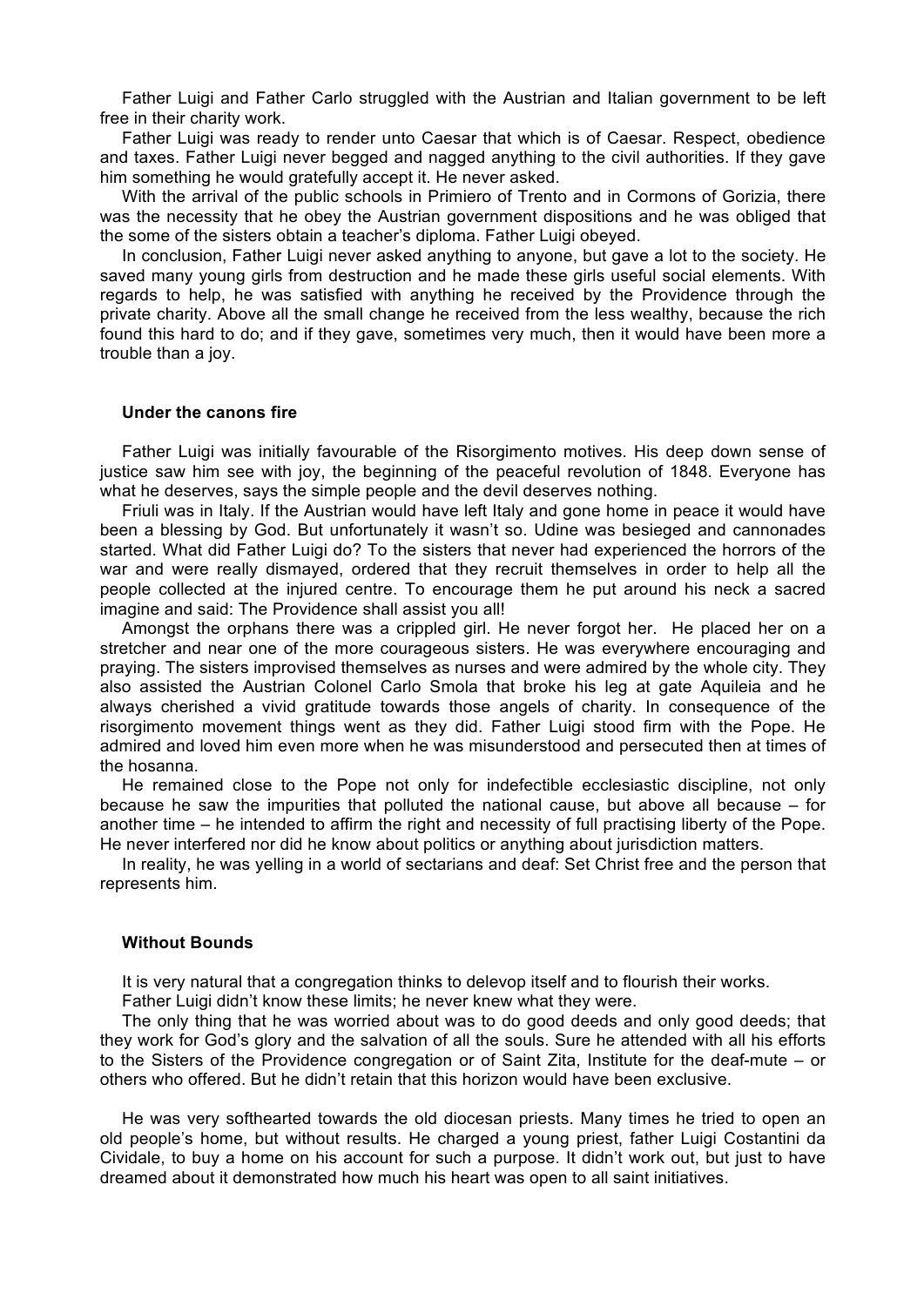Father Luigi and Father Carlo struggled with the Austrian and Italian government to be left free in their charity work.

Father Luigi was ready to render unto Caesar that which is of Caesar. Respect, obedience and taxes. Father Luigi never begged and nagged anything to the civil authorities. If they gave him something he would gratefully accept it. He never asked.

With the arrival of the public schools in Primiero of Trento and in Cormons of Gorizia, there was the necessity that he obey the Austrian government dispositions and he was obliged that the some of the sisters obtain a teacher's diploma. Father Luigi obeyed.

In conclusion, Father Luigi never asked anything to anyone, but gave a lot to the society. He saved many young girls from destruction and he made these girls useful social elements. With regards to help, he was satisfied with anything he received by the Providence through the private charity. Above all the small change he received from the less wealthy, because the rich found this hard to do; and if they gave, sometimes very much, then it would have been more a trouble than a joy.

### Under the canons fire

Father Luigi was initially favourable of the Risorgimento motives. His deep down sense of justice saw him see with joy, the beginning of the peaceful revolution of 1848. Everyone has what he deserves, says the simple people and the devil deserves nothing.

Friuli was in Italy. If the Austrian would have left Italy and gone home in peace it would have been a blessing by God. But unfortunately it wasn't so. Udine was besieged and cannonades started. What did Father Luigi do? To the sisters that never had experienced the horrors of the war and were really dismayed, ordered that they recruit themselves in order to help all the people collected at the injured centre. To encourage them he put around his neck a sacred imagine and said: The Providence shall assist you all!

Amongst the orphans there was a crippled girl. He never forgot her. He placed her on a stretcher and near one of the more courageous sisters. He was everywhere encouraging and praying. The sisters improvised themselves as nurses and were admired by the whole city. They also assisted the Austrian Colonel Carlo Smola that broke his leg at gate Aquileia and he always cherished a vivid gratitude towards those angels of charity. In consequence of the risorgimento movement things went as they did. Father Luigi stood firm with the Pope. He admired and loved him even more when he was misunderstood and persecuted then at times of the hosanna.

He remained close to the Pope not only for indefectible ecclesiastic discipline, not only because he saw the impurities that polluted the national cause, but above all because – for another time – he intended to affirm the right and necessity of full practising liberty of the Pope. He never interfered nor did he know about politics or anything about jurisdiction matters.

In reality, he was yelling in a world of sectarians and deaf: Set Christ free and the person that represents him.

### Without Bounds

It is very natural that a congregation thinks to delevop itself and to flourish their works.

Father Luigi didn't know these limits; he never knew what they were.

The only thing that he was worried about was to do good deeds and only good deeds; that they work for God's glory and the salvation of all the souls. Sure he attended with all his efforts to the Sisters of the Providence congregation or of Saint Zita, Institute for the deaf-mute – or others who offered. But he didn't retain that this horizon would have been exclusive.

He was very softhearted towards the old diocesan priests. Many times he tried to open an old people's home, but without results. He charged a young priest, father Luigi Costantini da Cividale, to buy a home on his account for such a purpose. It didn't work out, but just to have dreamed about it demonstrated how much his heart was open to all saint initiatives.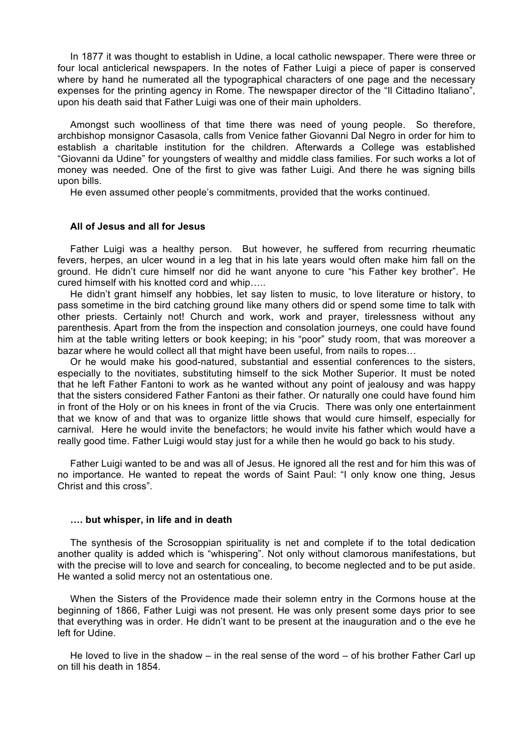In 1877 it was thought to establish in Udine, a local catholic newspaper. There were three or four local anticlerical newspapers. In the notes of Father Luigi a piece of paper is conserved where by hand he numerated all the typographical characters of one page and the necessary expenses for the printing agency in Rome. The newspaper director of the "Il Cittadino Italiano", upon his death said that Father Luigi was one of their main upholders.

Amongst such woolliness of that time there was need of young people. So therefore, archbishop monsignor Casasola, calls from Venice father Giovanni Dal Negro in order for him to establish a charitable institution for the children. Afterwards a College was established "Giovanni da Udine" for youngsters of wealthy and middle class families. For such works a lot of money was needed. One of the first to give was father Luigi. And there he was signing bills upon bills.

He even assumed other people's commitments, provided that the works continued.

### All of Jesus and all for Jesus

Father Luigi was a healthy person. But however, he suffered from recurring rheumatic fevers, herpes, an ulcer wound in a leg that in his late years would often make him fall on the ground. He didn't cure himself nor did he want anyone to cure "his Father key brother". He cured himself with his knotted cord and whip…..

He didn't grant himself any hobbies, let say listen to music, to love literature or history, to pass sometime in the bird catching ground like many others did or spend some time to talk with other priests. Certainly not! Church and work, work and prayer, tirelessness without any parenthesis. Apart from the from the inspection and consolation journeys, one could have found him at the table writing letters or book keeping; in his "poor" study room, that was moreover a bazar where he would collect all that might have been useful, from nails to ropes…

Or he would make his good-natured, substantial and essential conferences to the sisters, especially to the novitiates, substituting himself to the sick Mother Superior. It must be noted that he left Father Fantoni to work as he wanted without any point of jealousy and was happy that the sisters considered Father Fantoni as their father. Or naturally one could have found him in front of the Holy or on his knees in front of the via Crucis. There was only one entertainment that we know of and that was to organize little shows that would cure himself, especially for carnival. Here he would invite the benefactors; he would invite his father which would have a really good time. Father Luigi would stay just for a while then he would go back to his study.

Father Luigi wanted to be and was all of Jesus. He ignored all the rest and for him this was of no importance. He wanted to repeat the words of Saint Paul: "I only know one thing, Jesus Christ and this cross".

### …. but whisper, in life and in death

The synthesis of the Scrosoppian spirituality is net and complete if to the total dedication another quality is added which is "whispering". Not only without clamorous manifestations, but with the precise will to love and search for concealing, to become neglected and to be put aside. He wanted a solid mercy not an ostentatious one.

When the Sisters of the Providence made their solemn entry in the Cormons house at the beginning of 1866, Father Luigi was not present. He was only present some days prior to see that everything was in order. He didn't want to be present at the inauguration and o the eve he left for Udine.

He loved to live in the shadow – in the real sense of the word – of his brother Father Carl up on till his death in 1854.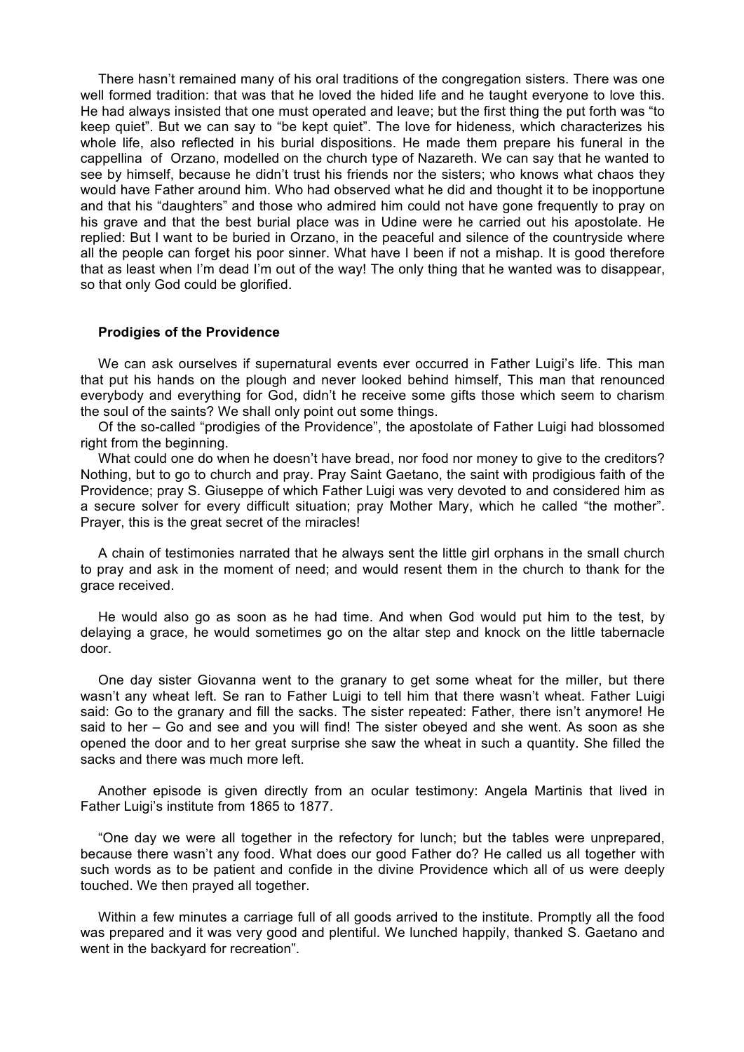There hasn't remained many of his oral traditions of the congregation sisters. There was one well formed tradition: that was that he loved the hided life and he taught everyone to love this. He had always insisted that one must operated and leave; but the first thing the put forth was "to keep quiet". But we can say to "be kept quiet". The love for hideness, which characterizes his whole life, also reflected in his burial dispositions. He made them prepare his funeral in the cappellina of Orzano, modelled on the church type of Nazareth. We can say that he wanted to see by himself, because he didn't trust his friends nor the sisters; who knows what chaos they would have Father around him. Who had observed what he did and thought it to be inopportune and that his "daughters" and those who admired him could not have gone frequently to pray on his grave and that the best burial place was in Udine were he carried out his apostolate. He replied: But I want to be buried in Orzano, in the peaceful and silence of the countryside where all the people can forget his poor sinner. What have I been if not a mishap. It is good therefore that as least when I'm dead I'm out of the way! The only thing that he wanted was to disappear, so that only God could be glorified.

**Prodigies of the Providence**

We can ask ourselves if supernatural events ever occurred in Father Luigi's life. This man that put his hands on the plough and never looked behind himself, This man that renounced everybody and everything for God, didn't he receive some gifts those which seem to charism the soul of the saints? We shall only point out some things.

Of the so-called "prodigies of the Providence", the apostolate of Father Luigi had blossomed right from the beginning.

What could one do when he doesn't have bread, nor food nor money to give to the creditors? Nothing, but to go to church and pray. Pray Saint Gaetano, the saint with prodigious faith of the Providence; pray S. Giuseppe of which Father Luigi was very devoted to and considered him as a secure solver for every difficult situation; pray Mother Mary, which he called "the mother". Prayer, this is the great secret of the miracles!

A chain of testimonies narrated that he always sent the little girl orphans in the small church to pray and ask in the moment of need; and would resent them in the church to thank for the grace received.

He would also go as soon as he had time. And when God would put him to the test, by delaying a grace, he would sometimes go on the altar step and knock on the little tabernacle door.

One day sister Giovanna went to the granary to get some wheat for the miller, but there wasn't any wheat left. Se ran to Father Luigi to tell him that there wasn't wheat. Father Luigi said: Go to the granary and fill the sacks. The sister repeated: Father, there isn't anymore! He said to her – Go and see and you will find! The sister obeyed and she went. As soon as she opened the door and to her great surprise she saw the wheat in such a quantity. She filled the sacks and there was much more left.

Another episode is given directly from an ocular testimony: Angela Martinis that lived in Father Luigi's institute from 1865 to 1877.

"One day we were all together in the refectory for lunch; but the tables were unprepared, because there wasn't any food. What does our good Father do? He called us all together with such words as to be patient and confide in the divine Providence which all of us were deeply touched. We then prayed all together.

Within a few minutes a carriage full of all goods arrived to the institute. Promptly all the food was prepared and it was very good and plentiful. We lunched happily, thanked S. Gaetano and went in the backyard for recreation".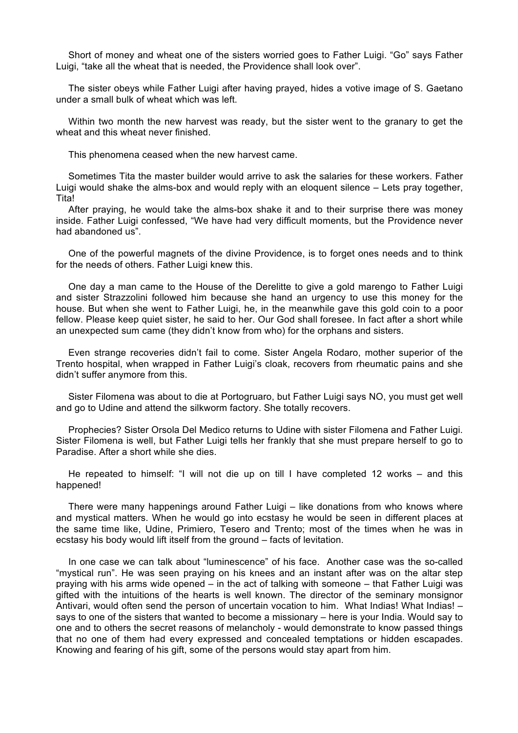Short of money and wheat one of the sisters worried goes to Father Luigi. “Go” says Father Luigi, “take all the wheat that is needed, the Providence shall look over”.

The sister obeys while Father Luigi after having prayed, hides a votive image of S. Gaetano under a small bulk of wheat which was left.

Within two month the new harvest was ready, but the sister went to the granary to get the wheat and this wheat never finished.

This phenomena ceased when the new harvest came.

Sometimes Tita the master builder would arrive to ask the salaries for these workers. Father Luigi would shake the alms-box and would reply with an eloquent silence – Lets pray together, Tita!

After praying, he would take the alms-box shake it and to their surprise there was money inside. Father Luigi confessed, “We have had very difficult moments, but the Providence never had abandoned us”.

One of the powerful magnets of the divine Providence, is to forget ones needs and to think for the needs of others. Father Luigi knew this.

One day a man came to the House of the Derelitte to give a gold marengo to Father Luigi and sister Strazzolini followed him because she hand an urgency to use this money for the house. But when she went to Father Luigi, he, in the meanwhile gave this gold coin to a poor fellow. Please keep quiet sister, he said to her. Our God shall foresee. In fact after a short while an unexpected sum came (they didn’t know from who) for the orphans and sisters.

Even strange recoveries didn’t fail to come. Sister Angela Rodaro, mother superior of the Trento hospital, when wrapped in Father Luigi’s cloak, recovers from rheumatic pains and she didn’t suffer anymore from this.

Sister Filomena was about to die at Portogruaro, but Father Luigi says NO, you must get well and go to Udine and attend the silkworm factory. She totally recovers.

Prophecies? Sister Orsola Del Medico returns to Udine with sister Filomena and Father Luigi. Sister Filomena is well, but Father Luigi tells her frankly that she must prepare herself to go to Paradise. After a short while she dies.

He repeated to himself: “I will not die up on till I have completed 12 works – and this happened!

There were many happenings around Father Luigi – like donations from who knows where and mystical matters. When he would go into ecstasy he would be seen in different places at the same time like, Udine, Primiero, Tesero and Trento; most of the times when he was in ecstasy his body would lift itself from the ground – facts of levitation.

In one case we can talk about “luminescence” of his face. Another case was the so-called “mystical run”. He was seen praying on his knees and an instant after was on the altar step praying with his arms wide opened – in the act of talking with someone – that Father Luigi was gifted with the intuitions of the hearts is well known. The director of the seminary monsignor Antivari, would often send the person of uncertain vocation to him. What Indias! What Indias! – says to one of the sisters that wanted to become a missionary – here is your India. Would say to one and to others the secret reasons of melancholy - would demonstrate to know passed things that no one of them had every expressed and concealed temptations or hidden escapades. Knowing and fearing of his gift, some of the persons would stay apart from him.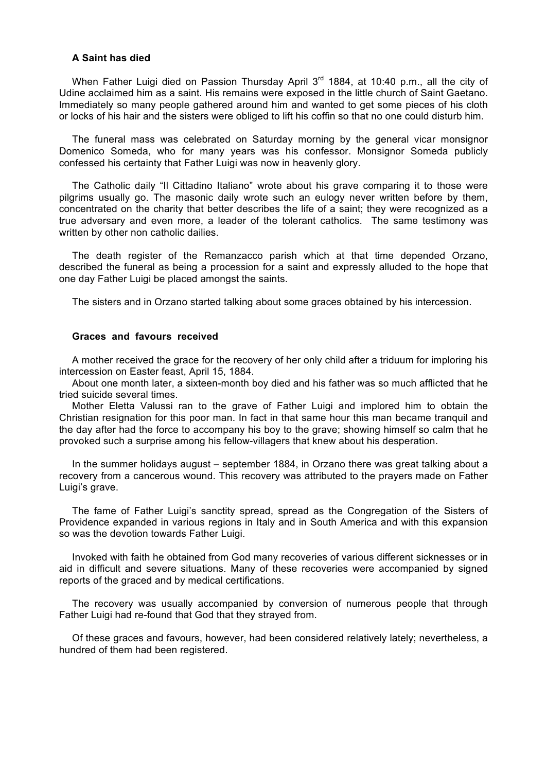### A Saint has died

When Father Luigi died on Passion Thursday April 3rd 1884, at 10:40 p.m., all the city of Udine acclaimed him as a saint. His remains were exposed in the little church of Saint Gaetano. Immediately so many people gathered around him and wanted to get some pieces of his cloth or locks of his hair and the sisters were obliged to lift his coffin so that no one could disturb him.

The funeral mass was celebrated on Saturday morning by the general vicar monsignor Domenico Someda, who for many years was his confessor. Monsignor Someda publicly confessed his certainty that Father Luigi was now in heavenly glory.

The Catholic daily "Il Cittadino Italiano" wrote about his grave comparing it to those were pilgrims usually go. The masonic daily wrote such an eulogy never written before by them, concentrated on the charity that better describes the life of a saint; they were recognized as a true adversary and even more, a leader of the tolerant catholics. The same testimony was written by other non catholic dailies.

The death register of the Remanzacco parish which at that time depended Orzano, described the funeral as being a procession for a saint and expressly alluded to the hope that one day Father Luigi be placed amongst the saints.

The sisters and in Orzano started talking about some graces obtained by his intercession.

### Graces and favours received

A mother received the grace for the recovery of her only child after a triduum for imploring his intercession on Easter feast, April 15, 1884.

About one month later, a sixteen-month boy died and his father was so much afflicted that he tried suicide several times.

Mother Eletta Valussi ran to the grave of Father Luigi and implored him to obtain the Christian resignation for this poor man. In fact in that same hour this man became tranquil and the day after had the force to accompany his boy to the grave; showing himself so calm that he provoked such a surprise among his fellow-villagers that knew about his desperation.

In the summer holidays august – september 1884, in Orzano there was great talking about a recovery from a cancerous wound. This recovery was attributed to the prayers made on Father Luigi's grave.

The fame of Father Luigi's sanctity spread, spread as the Congregation of the Sisters of Providence expanded in various regions in Italy and in South America and with this expansion so was the devotion towards Father Luigi.

Invoked with faith he obtained from God many recoveries of various different sicknesses or in aid in difficult and severe situations. Many of these recoveries were accompanied by signed reports of the graced and by medical certifications.

The recovery was usually accompanied by conversion of numerous people that through Father Luigi had re-found that God that they strayed from.

Of these graces and favours, however, had been considered relatively lately; nevertheless, a hundred of them had been registered.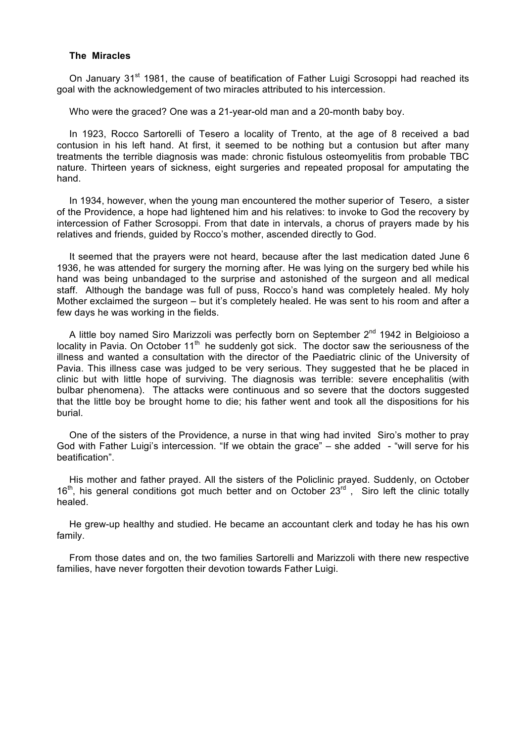**The Miracles**

On January 31st 1981, the cause of beatification of Father Luigi Scrosoppi had reached its goal with the acknowledgement of two miracles attributed to his intercession.

Who were the graced? One was a 21-year-old man and a 20-month baby boy.

In 1923, Rocco Sartorelli of Tesero a locality of Trento, at the age of 8 received a bad contusion in his left hand. At first, it seemed to be nothing but a contusion but after many treatments the terrible diagnosis was made: chronic fistulous osteomyelitis from probable TBC nature. Thirteen years of sickness, eight surgeries and repeated proposal for amputating the hand.

In 1934, however, when the young man encountered the mother superior of Tesero, a sister of the Providence, a hope had lightened him and his relatives: to invoke to God the recovery by intercession of Father Scrosoppi. From that date in intervals, a chorus of prayers made by his relatives and friends, guided by Rocco's mother, ascended directly to God.

It seemed that the prayers were not heard, because after the last medication dated June 6 1936, he was attended for surgery the morning after. He was lying on the surgery bed while his hand was being unbandaged to the surprise and astonished of the surgeon and all medical staff. Although the bandage was full of puss, Rocco's hand was completely healed. My holy Mother exclaimed the surgeon – but it's completely healed. He was sent to his room and after a few days he was working in the fields.

A little boy named Siro Marizzoli was perfectly born on September 2nd 1942 in Belgioioso a locality in Pavia. On October 11th he suddenly got sick. The doctor saw the seriousness of the illness and wanted a consultation with the director of the Paediatric clinic of the University of Pavia. This illness case was judged to be very serious. They suggested that he be placed in clinic but with little hope of surviving. The diagnosis was terrible: severe encephalitis (with bulbar phenomena). The attacks were continuous and so severe that the doctors suggested that the little boy be brought home to die; his father went and took all the dispositions for his burial.

One of the sisters of the Providence, a nurse in that wing had invited Siro's mother to pray God with Father Luigi's intercession. "If we obtain the grace" – she added - "will serve for his beatification".

His mother and father prayed. All the sisters of the Policlinic prayed. Suddenly, on October 16th, his general conditions got much better and on October 23rd, Siro left the clinic totally healed.

He grew-up healthy and studied. He became an accountant clerk and today he has his own family.

From those dates and on, the two families Sartorelli and Marizzoli with there new respective families, have never forgotten their devotion towards Father Luigi.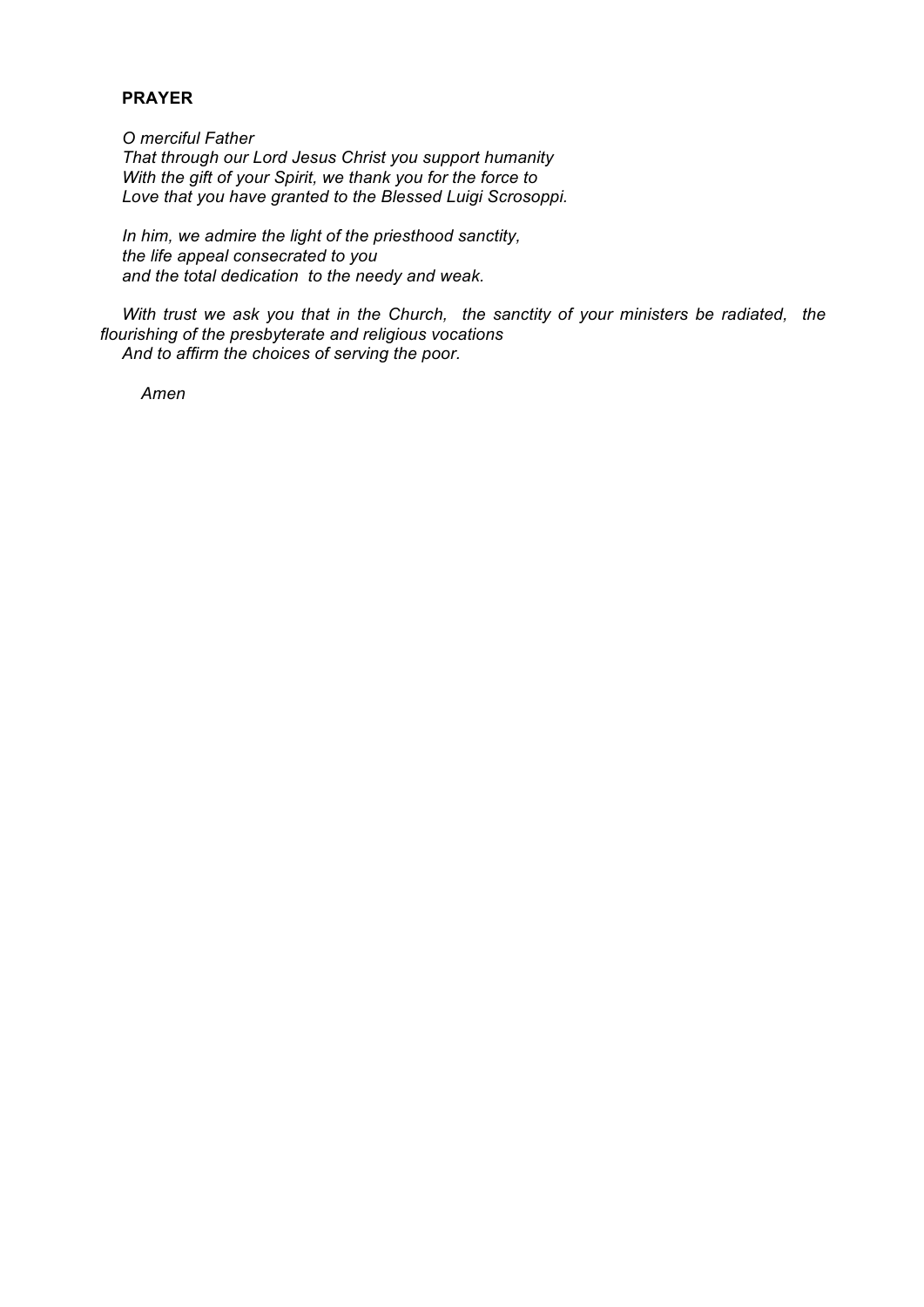**PRAYER**

*O merciful Father*
*That through our Lord Jesus Christ you support humanity*
*With the gift of your Spirit, we thank you for the force to*
*Love that you have granted to the Blessed Luigi Scrosoppi.*

*In him, we admire the light of the priesthood sanctity,*
*the life appeal consecrated to you*
*and the total dedication to the needy and weak.*

*With trust we ask you that in the Church, the sanctity of your ministers be radiated, the flourishing of the presbyterate and religious vocations*
*And to affirm the choices of serving the poor.*

*Amen*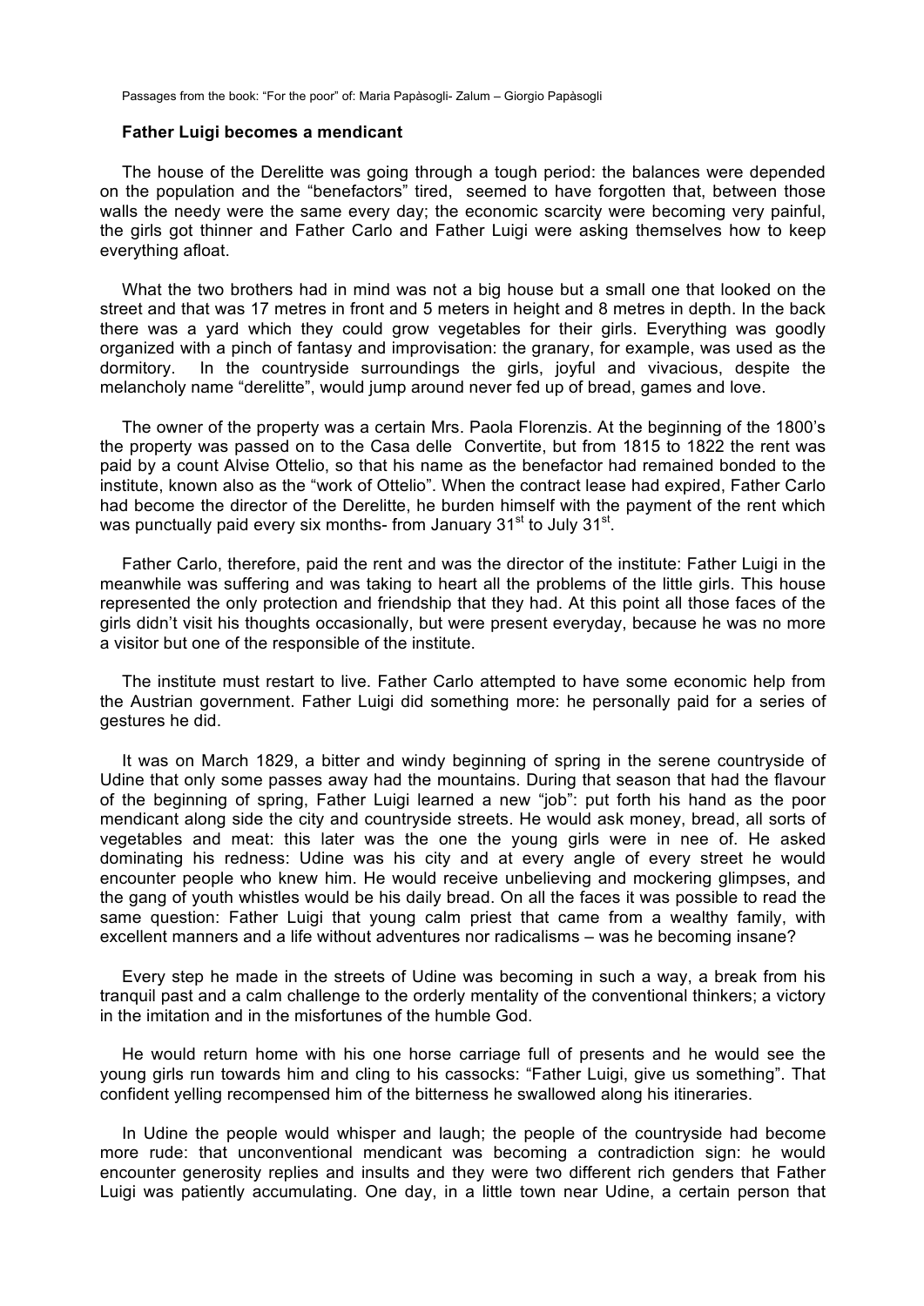Passages from the book: "For the poor" of: Maria Papàsogli- Zalum – Giorgio Papàsogli

### Father Luigi becomes a mendicant

The house of the Derelitte was going through a tough period: the balances were depended on the population and the "benefactors" tired, seemed to have forgotten that, between those walls the needy were the same every day; the economic scarcity were becoming very painful, the girls got thinner and Father Carlo and Father Luigi were asking themselves how to keep everything afloat.

What the two brothers had in mind was not a big house but a small one that looked on the street and that was 17 metres in front and 5 meters in height and 8 metres in depth. In the back there was a yard which they could grow vegetables for their girls. Everything was goodly organized with a pinch of fantasy and improvisation: the granary, for example, was used as the dormitory. In the countryside surroundings the girls, joyful and vivacious, despite the melancholy name "derelitte", would jump around never fed up of bread, games and love.

The owner of the property was a certain Mrs. Paola Florenzis. At the beginning of the 1800's the property was passed on to the Casa delle Convertite, but from 1815 to 1822 the rent was paid by a count Alvise Ottelio, so that his name as the benefactor had remained bonded to the institute, known also as the "work of Ottelio". When the contract lease had expired, Father Carlo had become the director of the Derelitte, he burden himself with the payment of the rent which was punctually paid every six months- from January 31st to July 31st.

Father Carlo, therefore, paid the rent and was the director of the institute: Father Luigi in the meanwhile was suffering and was taking to heart all the problems of the little girls. This house represented the only protection and friendship that they had. At this point all those faces of the girls didn't visit his thoughts occasionally, but were present everyday, because he was no more a visitor but one of the responsible of the institute.

The institute must restart to live. Father Carlo attempted to have some economic help from the Austrian government. Father Luigi did something more: he personally paid for a series of gestures he did.

It was on March 1829, a bitter and windy beginning of spring in the serene countryside of Udine that only some passes away had the mountains. During that season that had the flavour of the beginning of spring, Father Luigi learned a new "job": put forth his hand as the poor mendicant along side the city and countryside streets. He would ask money, bread, all sorts of vegetables and meat: this later was the one the young girls were in nee of. He asked dominating his redness: Udine was his city and at every angle of every street he would encounter people who knew him. He would receive unbelieving and mockering glimpses, and the gang of youth whistles would be his daily bread. On all the faces it was possible to read the same question: Father Luigi that young calm priest that came from a wealthy family, with excellent manners and a life without adventures nor radicalisms – was he becoming insane?

Every step he made in the streets of Udine was becoming in such a way, a break from his tranquil past and a calm challenge to the orderly mentality of the conventional thinkers; a victory in the imitation and in the misfortunes of the humble God.

He would return home with his one horse carriage full of presents and he would see the young girls run towards him and cling to his cassocks: "Father Luigi, give us something". That confident yelling recompensed him of the bitterness he swallowed along his itineraries.

In Udine the people would whisper and laugh; the people of the countryside had become more rude: that unconventional mendicant was becoming a contradiction sign: he would encounter generosity replies and insults and they were two different rich genders that Father Luigi was patiently accumulating. One day, in a little town near Udine, a certain person that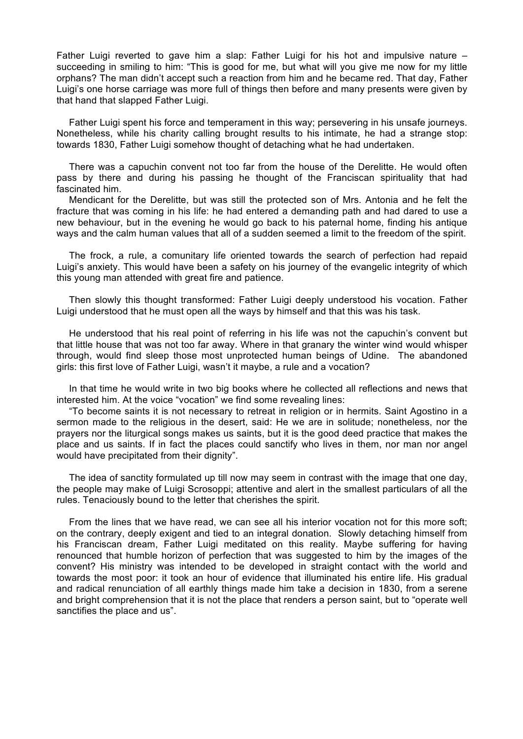Father Luigi reverted to gave him a slap: Father Luigi for his hot and impulsive nature – succeeding in smiling to him: “This is good for me, but what will you give me now for my little orphans? The man didn’t accept such a reaction from him and he became red. That day, Father Luigi’s one horse carriage was more full of things then before and many presents were given by that hand that slapped Father Luigi.

Father Luigi spent his force and temperament in this way; persevering in his unsafe journeys. Nonetheless, while his charity calling brought results to his intimate, he had a strange stop: towards 1830, Father Luigi somehow thought of detaching what he had undertaken.

There was a capuchin convent not too far from the house of the Derelitte. He would often pass by there and during his passing he thought of the Franciscan spirituality that had fascinated him.

Mendicant for the Derelitte, but was still the protected son of Mrs. Antonia and he felt the fracture that was coming in his life: he had entered a demanding path and had dared to use a new behaviour, but in the evening he would go back to his paternal home, finding his antique ways and the calm human values that all of a sudden seemed a limit to the freedom of the spirit.

The frock, a rule, a comunitary life oriented towards the search of perfection had repaid Luigi’s anxiety. This would have been a safety on his journey of the evangelic integrity of which this young man attended with great fire and patience.

Then slowly this thought transformed: Father Luigi deeply understood his vocation. Father Luigi understood that he must open all the ways by himself and that this was his task.

He understood that his real point of referring in his life was not the capuchin’s convent but that little house that was not too far away. Where in that granary the winter wind would whisper through, would find sleep those most unprotected human beings of Udine. The abandoned girls: this first love of Father Luigi, wasn’t it maybe, a rule and a vocation?

In that time he would write in two big books where he collected all reflections and news that interested him. At the voice “vocation” we find some revealing lines:

“To become saints it is not necessary to retreat in religion or in hermits. Saint Agostino in a sermon made to the religious in the desert, said: He we are in solitude; nonetheless, nor the prayers nor the liturgical songs makes us saints, but it is the good deed practice that makes the place and us saints. If in fact the places could sanctify who lives in them, nor man nor angel would have precipitated from their dignity”.

The idea of sanctity formulated up till now may seem in contrast with the image that one day, the people may make of Luigi Scrosoppi; attentive and alert in the smallest particulars of all the rules. Tenaciously bound to the letter that cherishes the spirit.

From the lines that we have read, we can see all his interior vocation not for this more soft; on the contrary, deeply exigent and tied to an integral donation. Slowly detaching himself from his Franciscan dream, Father Luigi meditated on this reality. Maybe suffering for having renounced that humble horizon of perfection that was suggested to him by the images of the convent? His ministry was intended to be developed in straight contact with the world and towards the most poor: it took an hour of evidence that illuminated his entire life. His gradual and radical renunciation of all earthly things made him take a decision in 1830, from a serene and bright comprehension that it is not the place that renders a person saint, but to “operate well sanctifies the place and us”.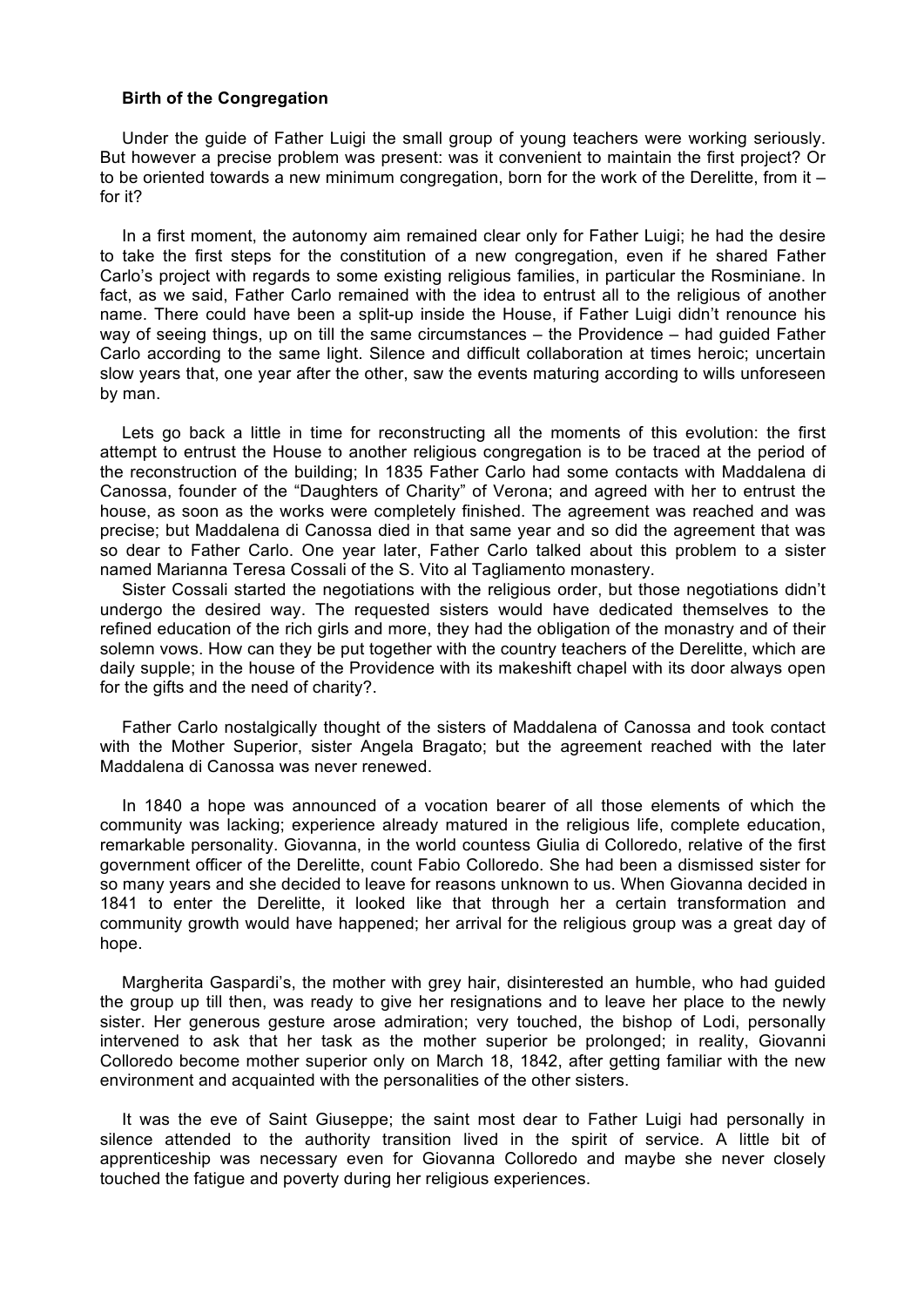**Birth of the Congregation**

Under the guide of Father Luigi the small group of young teachers were working seriously. But however a precise problem was present: was it convenient to maintain the first project? Or to be oriented towards a new minimum congregation, born for the work of the Derelitte, from it – for it?

In a first moment, the autonomy aim remained clear only for Father Luigi; he had the desire to take the first steps for the constitution of a new congregation, even if he shared Father Carlo's project with regards to some existing religious families, in particular the Rosminiane. In fact, as we said, Father Carlo remained with the idea to entrust all to the religious of another name. There could have been a split-up inside the House, if Father Luigi didn't renounce his way of seeing things, up on till the same circumstances – the Providence – had guided Father Carlo according to the same light. Silence and difficult collaboration at times heroic; uncertain slow years that, one year after the other, saw the events maturing according to wills unforeseen by man.

Lets go back a little in time for reconstructing all the moments of this evolution: the first attempt to entrust the House to another religious congregation is to be traced at the period of the reconstruction of the building; In 1835 Father Carlo had some contacts with Maddalena di Canossa, founder of the "Daughters of Charity" of Verona; and agreed with her to entrust the house, as soon as the works were completely finished. The agreement was reached and was precise; but Maddalena di Canossa died in that same year and so did the agreement that was so dear to Father Carlo. One year later, Father Carlo talked about this problem to a sister named Marianna Teresa Cossali of the S. Vito al Tagliamento monastery.

Sister Cossali started the negotiations with the religious order, but those negotiations didn't undergo the desired way. The requested sisters would have dedicated themselves to the refined education of the rich girls and more, they had the obligation of the monastry and of their solemn vows. How can they be put together with the country teachers of the Derelitte, which are daily supple; in the house of the Providence with its makeshift chapel with its door always open for the gifts and the need of charity?.

Father Carlo nostalgically thought of the sisters of Maddalena of Canossa and took contact with the Mother Superior, sister Angela Bragato; but the agreement reached with the later Maddalena di Canossa was never renewed.

In 1840 a hope was announced of a vocation bearer of all those elements of which the community was lacking; experience already matured in the religious life, complete education, remarkable personality. Giovanna, in the world countess Giulia di Colloredo, relative of the first government officer of the Derelitte, count Fabio Colloredo. She had been a dismissed sister for so many years and she decided to leave for reasons unknown to us. When Giovanna decided in 1841 to enter the Derelitte, it looked like that through her a certain transformation and community growth would have happened; her arrival for the religious group was a great day of hope.

Margherita Gaspardi's, the mother with grey hair, disinterested an humble, who had guided the group up till then, was ready to give her resignations and to leave her place to the newly sister. Her generous gesture arose admiration; very touched, the bishop of Lodi, personally intervened to ask that her task as the mother superior be prolonged; in reality, Giovanni Colloredo become mother superior only on March 18, 1842, after getting familiar with the new environment and acquainted with the personalities of the other sisters.

It was the eve of Saint Giuseppe; the saint most dear to Father Luigi had personally in silence attended to the authority transition lived in the spirit of service. A little bit of apprenticeship was necessary even for Giovanna Colloredo and maybe she never closely touched the fatigue and poverty during her religious experiences.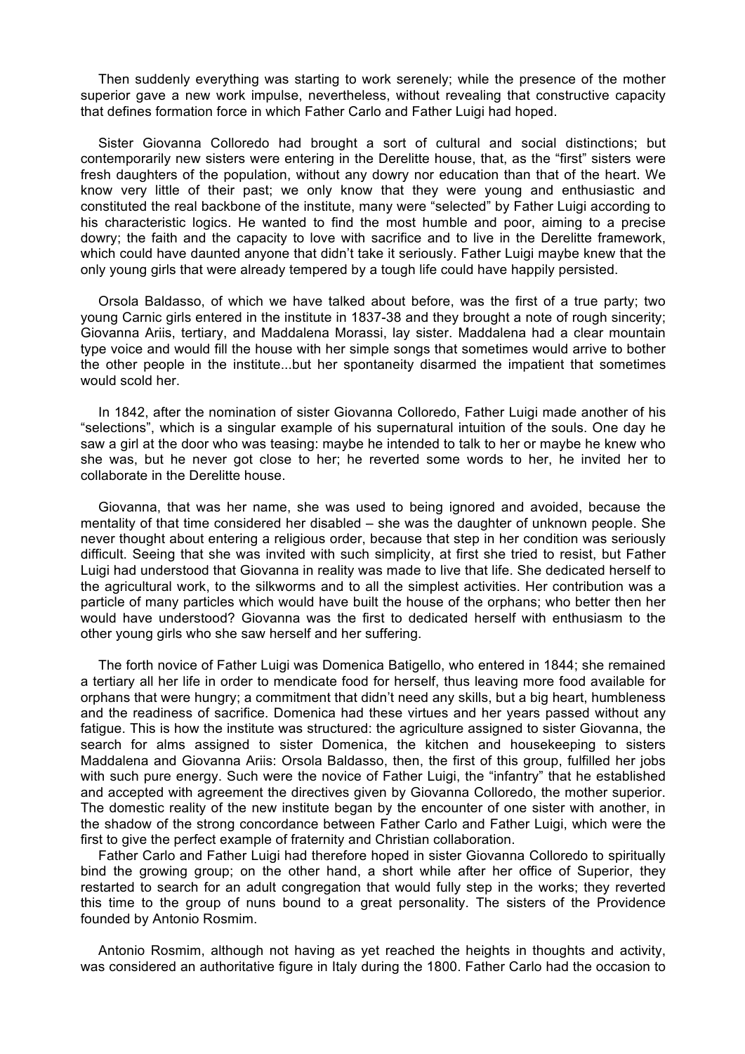Then suddenly everything was starting to work serenely; while the presence of the mother superior gave a new work impulse, nevertheless, without revealing that constructive capacity that defines formation force in which Father Carlo and Father Luigi had hoped.

Sister Giovanna Colloredo had brought a sort of cultural and social distinctions; but contemporarily new sisters were entering in the Derelitte house, that, as the "first" sisters were fresh daughters of the population, without any dowry nor education than that of the heart. We know very little of their past; we only know that they were young and enthusiastic and constituted the real backbone of the institute, many were "selected" by Father Luigi according to his characteristic logics. He wanted to find the most humble and poor, aiming to a precise dowry; the faith and the capacity to love with sacrifice and to live in the Derelitte framework, which could have daunted anyone that didn't take it seriously. Father Luigi maybe knew that the only young girls that were already tempered by a tough life could have happily persisted.

Orsola Baldasso, of which we have talked about before, was the first of a true party; two young Carnic girls entered in the institute in 1837-38 and they brought a note of rough sincerity; Giovanna Ariis, tertiary, and Maddalena Morassi, lay sister. Maddalena had a clear mountain type voice and would fill the house with her simple songs that sometimes would arrive to bother the other people in the institute...but her spontaneity disarmed the impatient that sometimes would scold her.

In 1842, after the nomination of sister Giovanna Colloredo, Father Luigi made another of his "selections", which is a singular example of his supernatural intuition of the souls. One day he saw a girl at the door who was teasing: maybe he intended to talk to her or maybe he knew who she was, but he never got close to her; he reverted some words to her, he invited her to collaborate in the Derelitte house.

Giovanna, that was her name, she was used to being ignored and avoided, because the mentality of that time considered her disabled – she was the daughter of unknown people. She never thought about entering a religious order, because that step in her condition was seriously difficult. Seeing that she was invited with such simplicity, at first she tried to resist, but Father Luigi had understood that Giovanna in reality was made to live that life. She dedicated herself to the agricultural work, to the silkworms and to all the simplest activities. Her contribution was a particle of many particles which would have built the house of the orphans; who better then her would have understood? Giovanna was the first to dedicated herself with enthusiasm to the other young girls who she saw herself and her suffering.

The forth novice of Father Luigi was Domenica Batigello, who entered in 1844; she remained a tertiary all her life in order to mendicate food for herself, thus leaving more food available for orphans that were hungry; a commitment that didn't need any skills, but a big heart, humbleness and the readiness of sacrifice. Domenica had these virtues and her years passed without any fatigue. This is how the institute was structured: the agriculture assigned to sister Giovanna, the search for alms assigned to sister Domenica, the kitchen and housekeeping to sisters Maddalena and Giovanna Ariis: Orsola Baldasso, then, the first of this group, fulfilled her jobs with such pure energy. Such were the novice of Father Luigi, the "infantry" that he established and accepted with agreement the directives given by Giovanna Colloredo, the mother superior. The domestic reality of the new institute began by the encounter of one sister with another, in the shadow of the strong concordance between Father Carlo and Father Luigi, which were the first to give the perfect example of fraternity and Christian collaboration.

Father Carlo and Father Luigi had therefore hoped in sister Giovanna Colloredo to spiritually bind the growing group; on the other hand, a short while after her office of Superior, they restarted to search for an adult congregation that would fully step in the works; they reverted this time to the group of nuns bound to a great personality. The sisters of the Providence founded by Antonio Rosmim.

Antonio Rosmim, although not having as yet reached the heights in thoughts and activity, was considered an authoritative figure in Italy during the 1800. Father Carlo had the occasion to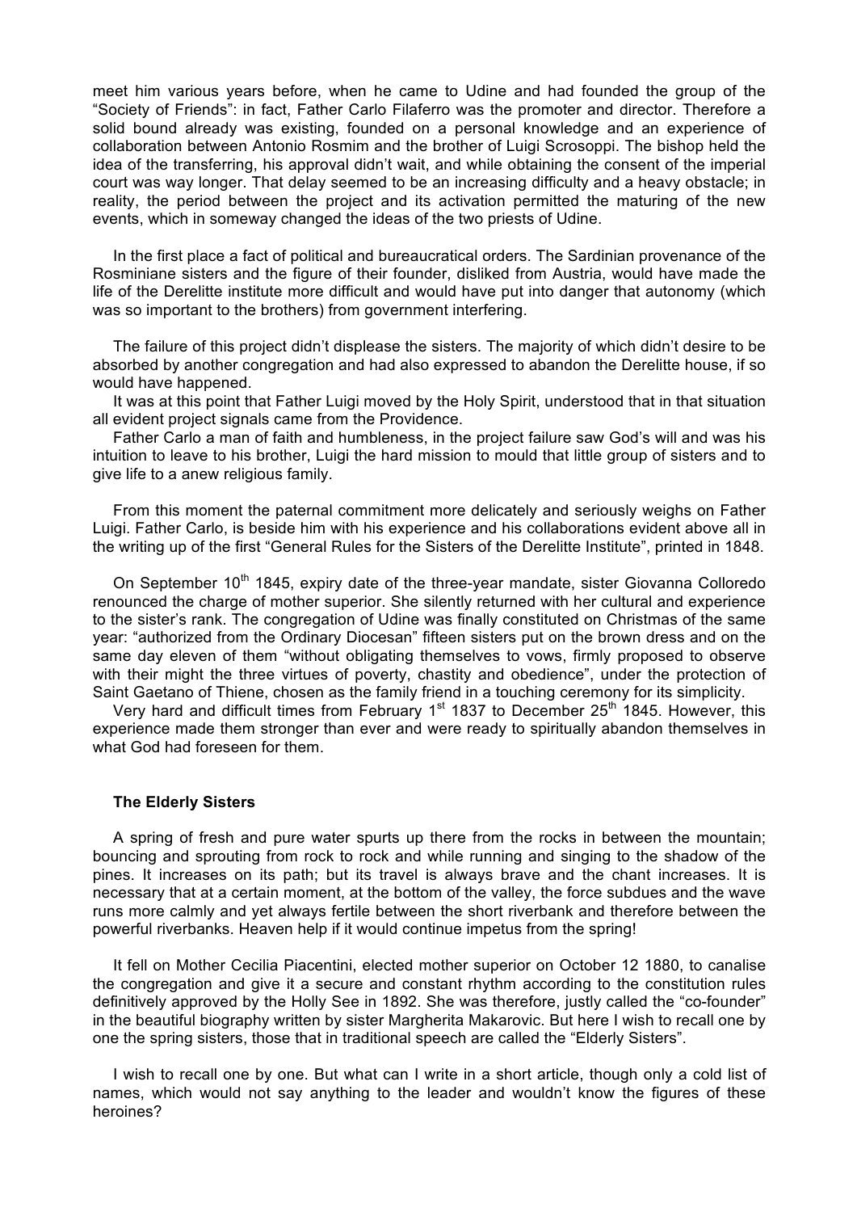meet him various years before, when he came to Udine and had founded the group of the "Society of Friends": in fact, Father Carlo Filaferro was the promoter and director. Therefore a solid bound already was existing, founded on a personal knowledge and an experience of collaboration between Antonio Rosmim and the brother of Luigi Scrosoppi. The bishop held the idea of the transferring, his approval didn't wait, and while obtaining the consent of the imperial court was way longer. That delay seemed to be an increasing difficulty and a heavy obstacle; in reality, the period between the project and its activation permitted the maturing of the new events, which in someway changed the ideas of the two priests of Udine.

In the first place a fact of political and bureaucratical orders. The Sardinian provenance of the Rosminiane sisters and the figure of their founder, disliked from Austria, would have made the life of the Derelitte institute more difficult and would have put into danger that autonomy (which was so important to the brothers) from government interfering.

The failure of this project didn't displease the sisters. The majority of which didn't desire to be absorbed by another congregation and had also expressed to abandon the Derelitte house, if so would have happened.

It was at this point that Father Luigi moved by the Holy Spirit, understood that in that situation all evident project signals came from the Providence.

Father Carlo a man of faith and humbleness, in the project failure saw God's will and was his intuition to leave to his brother, Luigi the hard mission to mould that little group of sisters and to give life to a anew religious family.

From this moment the paternal commitment more delicately and seriously weighs on Father Luigi. Father Carlo, is beside him with his experience and his collaborations evident above all in the writing up of the first "General Rules for the Sisters of the Derelitte Institute", printed in 1848.

On September 10th 1845, expiry date of the three-year mandate, sister Giovanna Colloredo renounced the charge of mother superior. She silently returned with her cultural and experience to the sister's rank. The congregation of Udine was finally constituted on Christmas of the same year: "authorized from the Ordinary Diocesan" fifteen sisters put on the brown dress and on the same day eleven of them "without obligating themselves to vows, firmly proposed to observe with their might the three virtues of poverty, chastity and obedience", under the protection of Saint Gaetano of Thiene, chosen as the family friend in a touching ceremony for its simplicity.

Very hard and difficult times from February 1st 1837 to December 25th 1845. However, this experience made them stronger than ever and were ready to spiritually abandon themselves in what God had foreseen for them.

### The Elderly Sisters

A spring of fresh and pure water spurts up there from the rocks in between the mountain; bouncing and sprouting from rock to rock and while running and singing to the shadow of the pines. It increases on its path; but its travel is always brave and the chant increases. It is necessary that at a certain moment, at the bottom of the valley, the force subdues and the wave runs more calmly and yet always fertile between the short riverbank and therefore between the powerful riverbanks. Heaven help if it would continue impetus from the spring!

It fell on Mother Cecilia Piacentini, elected mother superior on October 12 1880, to canalise the congregation and give it a secure and constant rhythm according to the constitution rules definitively approved by the Holly See in 1892. She was therefore, justly called the "co-founder" in the beautiful biography written by sister Margherita Makarovic. But here I wish to recall one by one the spring sisters, those that in traditional speech are called the "Elderly Sisters".

I wish to recall one by one. But what can I write in a short article, though only a cold list of names, which would not say anything to the leader and wouldn't know the figures of these heroines?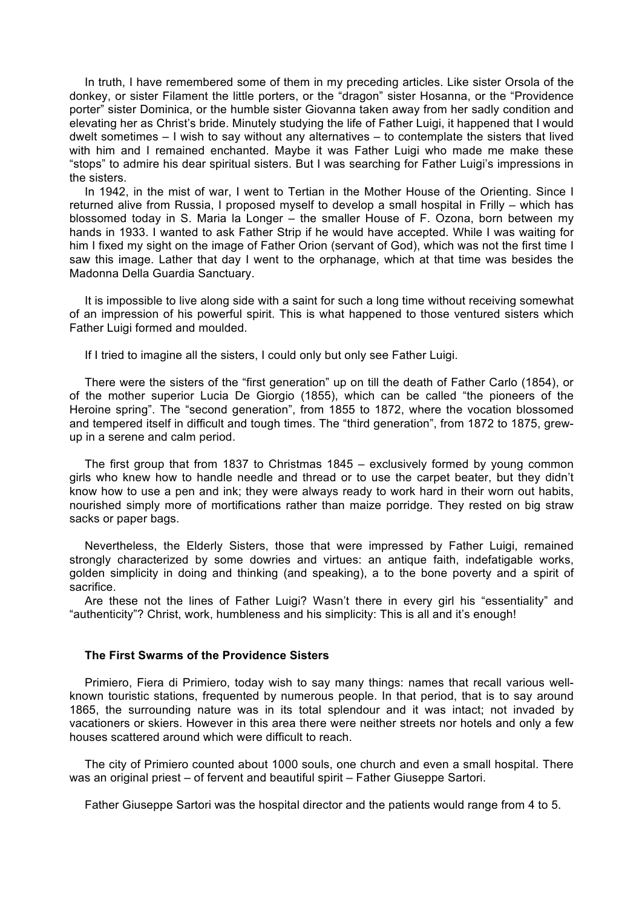In truth, I have remembered some of them in my preceding articles. Like sister Orsola of the donkey, or sister Filament the little porters, or the "dragon" sister Hosanna, or the "Providence porter" sister Dominica, or the humble sister Giovanna taken away from her sadly condition and elevating her as Christ's bride. Minutely studying the life of Father Luigi, it happened that I would dwelt sometimes – I wish to say without any alternatives – to contemplate the sisters that lived with him and I remained enchanted. Maybe it was Father Luigi who made me make these "stops" to admire his dear spiritual sisters. But I was searching for Father Luigi's impressions in the sisters.

In 1942, in the mist of war, I went to Tertian in the Mother House of the Orienting. Since I returned alive from Russia, I proposed myself to develop a small hospital in Frilly – which has blossomed today in S. Maria la Longer – the smaller House of F. Ozona, born between my hands in 1933. I wanted to ask Father Strip if he would have accepted. While I was waiting for him I fixed my sight on the image of Father Orion (servant of God), which was not the first time I saw this image. Lather that day I went to the orphanage, which at that time was besides the Madonna Della Guardia Sanctuary.

It is impossible to live along side with a saint for such a long time without receiving somewhat of an impression of his powerful spirit. This is what happened to those ventured sisters which Father Luigi formed and moulded.

If I tried to imagine all the sisters, I could only but only see Father Luigi.

There were the sisters of the "first generation" up on till the death of Father Carlo (1854), or of the mother superior Lucia De Giorgio (1855), which can be called "the pioneers of the Heroine spring". The "second generation", from 1855 to 1872, where the vocation blossomed and tempered itself in difficult and tough times. The "third generation", from 1872 to 1875, grew-up in a serene and calm period.

The first group that from 1837 to Christmas 1845 – exclusively formed by young common girls who knew how to handle needle and thread or to use the carpet beater, but they didn't know how to use a pen and ink; they were always ready to work hard in their worn out habits, nourished simply more of mortifications rather than maize porridge. They rested on big straw sacks or paper bags.

Nevertheless, the Elderly Sisters, those that were impressed by Father Luigi, remained strongly characterized by some dowries and virtues: an antique faith, indefatigable works, golden simplicity in doing and thinking (and speaking), a to the bone poverty and a spirit of sacrifice.

Are these not the lines of Father Luigi? Wasn't there in every girl his "essentiality" and "authenticity"? Christ, work, humbleness and his simplicity: This is all and it's enough!

**The First Swarms of the Providence Sisters**

Primiero, Fiera di Primiero, today wish to say many things: names that recall various well-known touristic stations, frequented by numerous people. In that period, that is to say around 1865, the surrounding nature was in its total splendour and it was intact; not invaded by vacationers or skiers. However in this area there were neither streets nor hotels and only a few houses scattered around which were difficult to reach.

The city of Primiero counted about 1000 souls, one church and even a small hospital. There was an original priest – of fervent and beautiful spirit – Father Giuseppe Sartori.

Father Giuseppe Sartori was the hospital director and the patients would range from 4 to 5.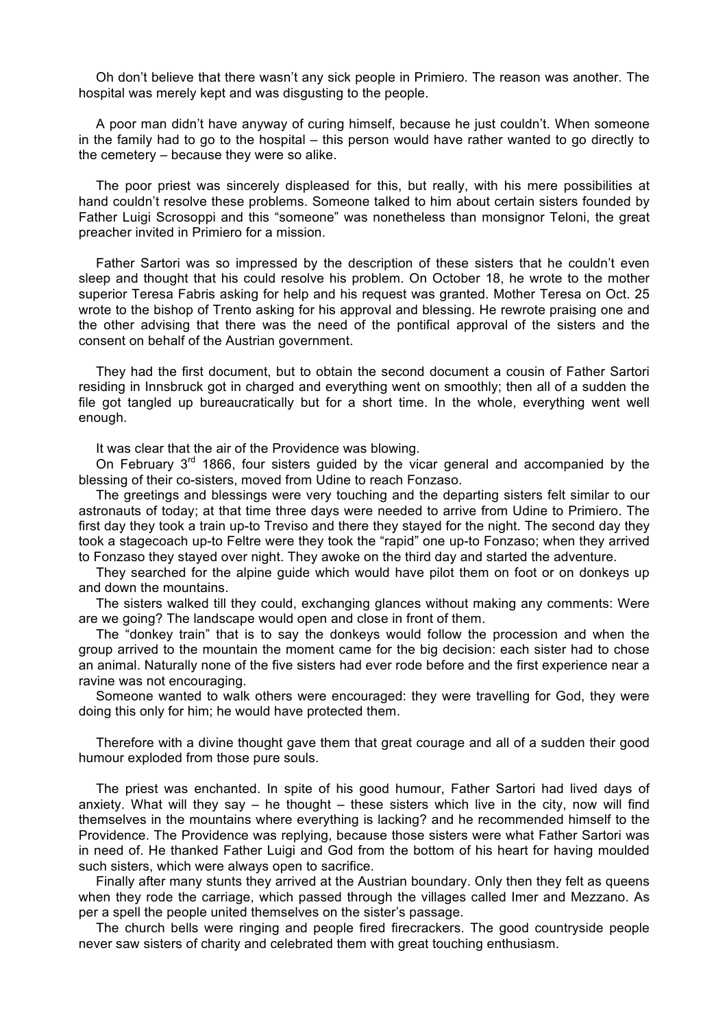Oh don't believe that there wasn't any sick people in Primiero. The reason was another. The hospital was merely kept and was disgusting to the people.

A poor man didn't have anyway of curing himself, because he just couldn't. When someone in the family had to go to the hospital – this person would have rather wanted to go directly to the cemetery – because they were so alike.

The poor priest was sincerely displeased for this, but really, with his mere possibilities at hand couldn't resolve these problems. Someone talked to him about certain sisters founded by Father Luigi Scrosoppi and this "someone" was nonetheless than monsignor Teloni, the great preacher invited in Primiero for a mission.

Father Sartori was so impressed by the description of these sisters that he couldn't even sleep and thought that his could resolve his problem. On October 18, he wrote to the mother superior Teresa Fabris asking for help and his request was granted. Mother Teresa on Oct. 25 wrote to the bishop of Trento asking for his approval and blessing. He rewrote praising one and the other advising that there was the need of the pontifical approval of the sisters and the consent on behalf of the Austrian government.

They had the first document, but to obtain the second document a cousin of Father Sartori residing in Innsbruck got in charged and everything went on smoothly; then all of a sudden the file got tangled up bureaucratically but for a short time. In the whole, everything went well enough.

It was clear that the air of the Providence was blowing.

On February 3rd 1866, four sisters guided by the vicar general and accompanied by the blessing of their co-sisters, moved from Udine to reach Fonzaso.

The greetings and blessings were very touching and the departing sisters felt similar to our astronauts of today; at that time three days were needed to arrive from Udine to Primiero. The first day they took a train up-to Treviso and there they stayed for the night. The second day they took a stagecoach up-to Feltre were they took the "rapid" one up-to Fonzaso; when they arrived to Fonzaso they stayed over night. They awoke on the third day and started the adventure.

They searched for the alpine guide which would have pilot them on foot or on donkeys up and down the mountains.

The sisters walked till they could, exchanging glances without making any comments: Were are we going? The landscape would open and close in front of them.

The "donkey train" that is to say the donkeys would follow the procession and when the group arrived to the mountain the moment came for the big decision: each sister had to chose an animal. Naturally none of the five sisters had ever rode before and the first experience near a ravine was not encouraging.

Someone wanted to walk others were encouraged: they were travelling for God, they were doing this only for him; he would have protected them.

Therefore with a divine thought gave them that great courage and all of a sudden their good humour exploded from those pure souls.

The priest was enchanted. In spite of his good humour, Father Sartori had lived days of anxiety. What will they say – he thought – these sisters which live in the city, now will find themselves in the mountains where everything is lacking? and he recommended himself to the Providence. The Providence was replying, because those sisters were what Father Sartori was in need of. He thanked Father Luigi and God from the bottom of his heart for having moulded such sisters, which were always open to sacrifice.

Finally after many stunts they arrived at the Austrian boundary. Only then they felt as queens when they rode the carriage, which passed through the villages called Imer and Mezzano. As per a spell the people united themselves on the sister's passage.

The church bells were ringing and people fired firecrackers. The good countryside people never saw sisters of charity and celebrated them with great touching enthusiasm.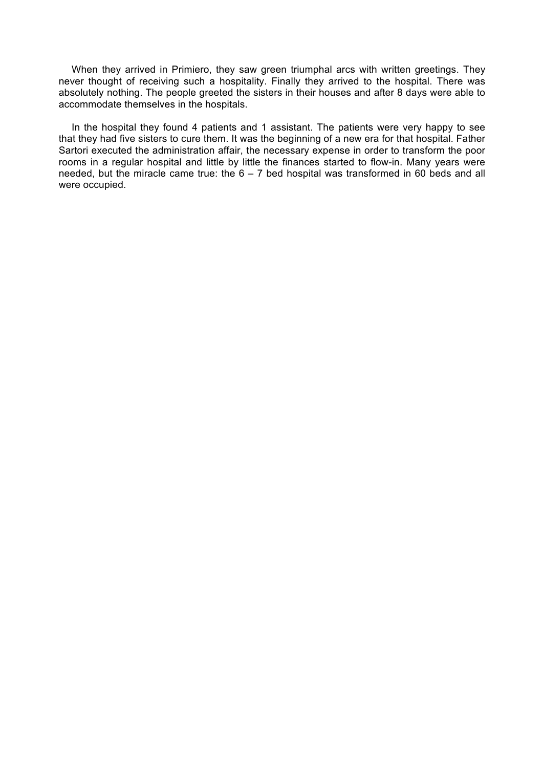When they arrived in Primiero, they saw green triumphal arcs with written greetings. They never thought of receiving such a hospitality. Finally they arrived to the hospital. There was absolutely nothing. The people greeted the sisters in their houses and after 8 days were able to accommodate themselves in the hospitals.

In the hospital they found 4 patients and 1 assistant. The patients were very happy to see that they had five sisters to cure them. It was the beginning of a new era for that hospital. Father Sartori executed the administration affair, the necessary expense in order to transform the poor rooms in a regular hospital and little by little the finances started to flow-in. Many years were needed, but the miracle came true: the 6 – 7 bed hospital was transformed in 60 beds and all were occupied.